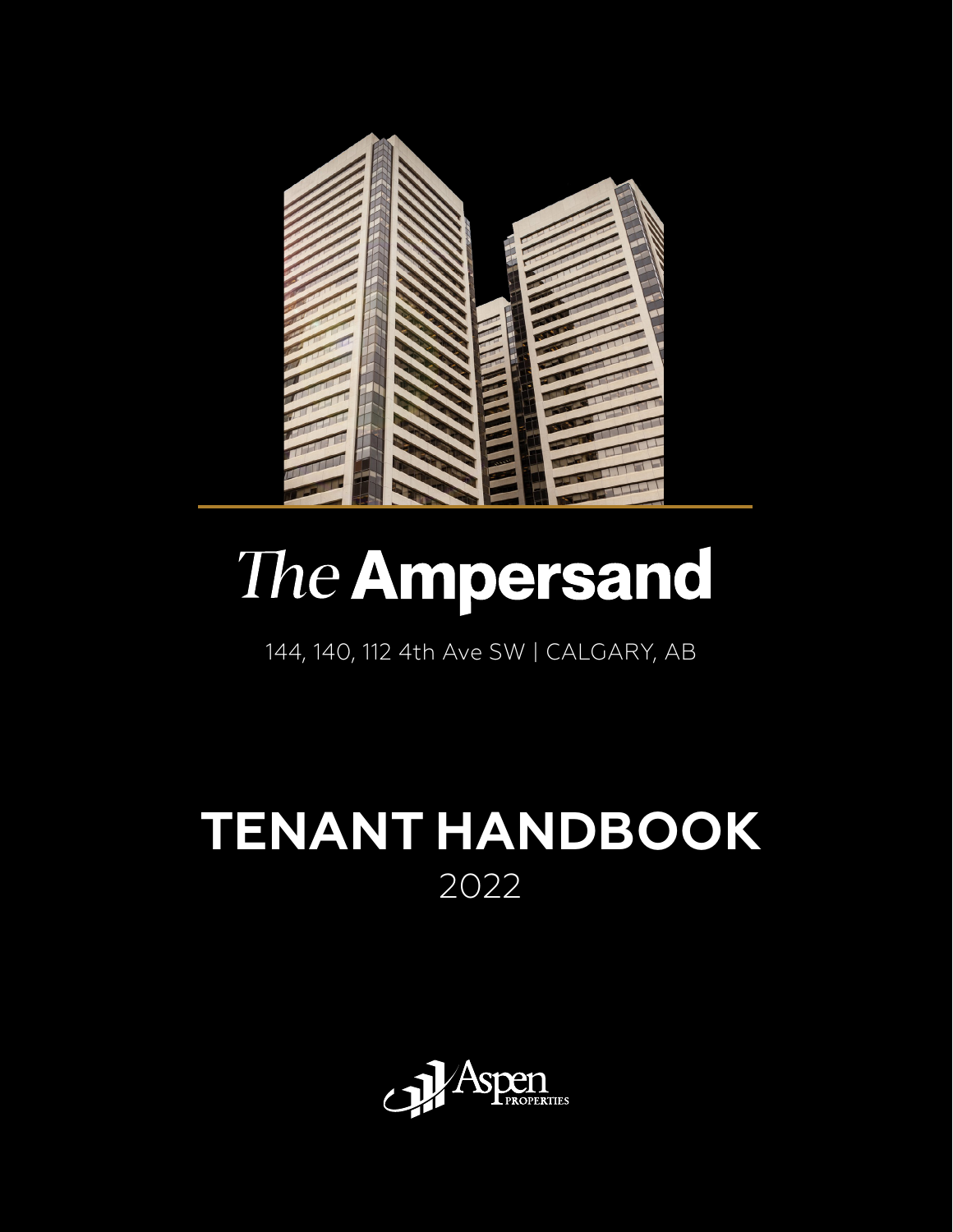# *The* Ampersand

144, 140, 112 4th Ave SW | CALGARY, AB

# TENANT HANDBOOK

2022

Aspen PROPERTIES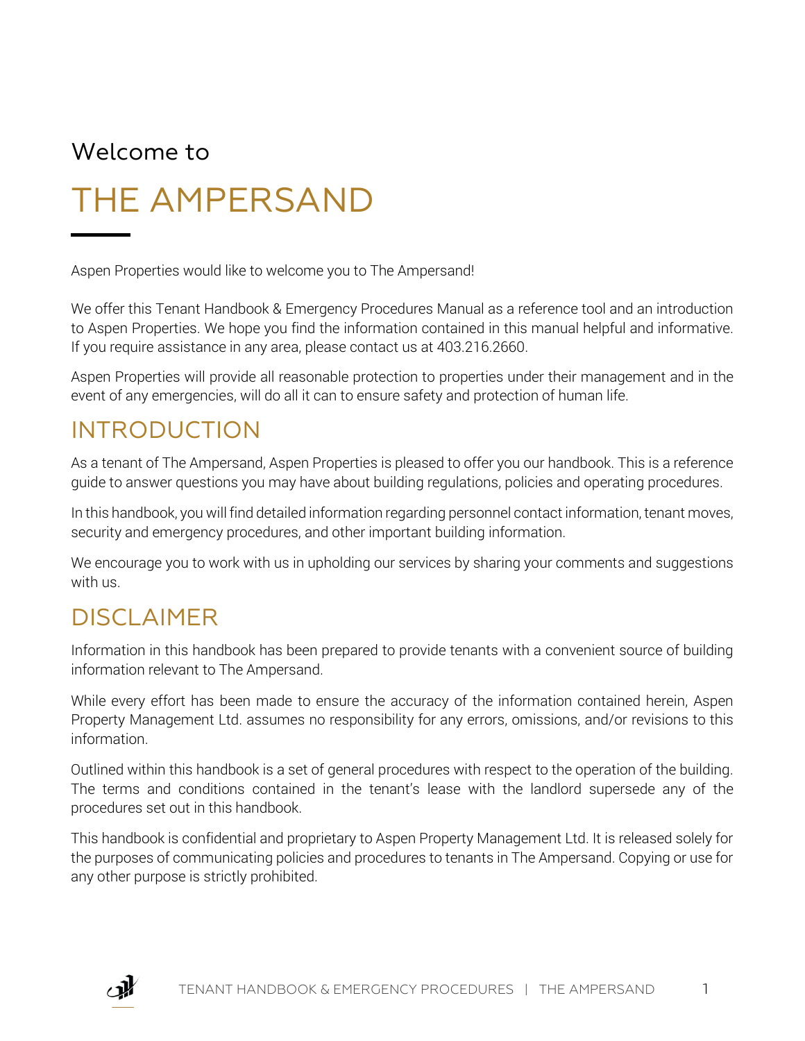Welcome to

# THE AMPERSAND

Aspen Properties would like to welcome you to The Ampersand!

We offer this Tenant Handbook & Emergency Procedures Manual as a reference tool and an introduction to Aspen Properties. We hope you find the information contained in this manual helpful and informative. If you require assistance in any area, please contact us at 403.216.2660.

Aspen Properties will provide all reasonable protection to properties under their management and in the event of any emergencies, will do all it can to ensure safety and protection of human life.

## INTRODUCTION

As a tenant of The Ampersand, Aspen Properties is pleased to offer you our handbook. This is a reference guide to answer questions you may have about building regulations, policies and operating procedures.

In this handbook, you will find detailed information regarding personnel contact information, tenant moves, security and emergency procedures, and other important building information.

We encourage you to work with us in upholding our services by sharing your comments and suggestions with us.

## DISCLAIMER

Information in this handbook has been prepared to provide tenants with a convenient source of building information relevant to The Ampersand.

While every effort has been made to ensure the accuracy of the information contained herein, Aspen Property Management Ltd. assumes no responsibility for any errors, omissions, and/or revisions to this information.

Outlined within this handbook is a set of general procedures with respect to the operation of the building. The terms and conditions contained in the tenant's lease with the landlord supersede any of the procedures set out in this handbook.

This handbook is confidential and proprietary to Aspen Property Management Ltd. It is released solely for the purposes of communicating policies and procedures to tenants in The Ampersand. Copying or use for any other purpose is strictly prohibited.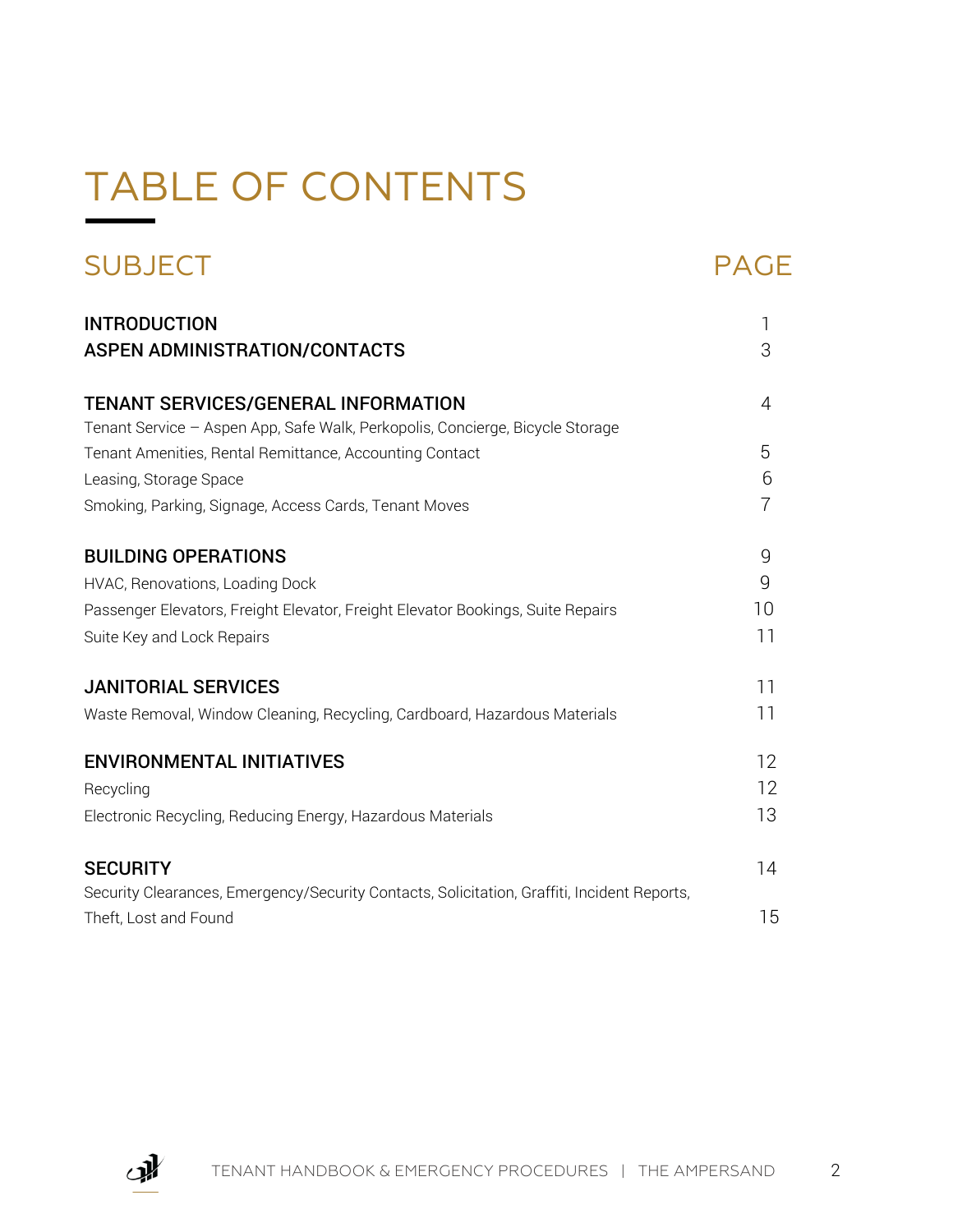# TABLE OF CONTENTS

| SUBJECT | PAGE |
| --- | --- |
| **INTRODUCTION** | 1 |
| **ASPEN ADMINISTRATION/CONTACTS** | 3 |
| **TENANT SERVICES/GENERAL INFORMATION** | 4 |
| Tenant Service – Aspen App, Safe Walk, Perkopolis, Concierge, Bicycle Storage | |
| Tenant Amenities, Rental Remittance, Accounting Contact | 5 |
| Leasing, Storage Space | 6 |
| Smoking, Parking, Signage, Access Cards, Tenant Moves | 7 |
| **BUILDING OPERATIONS** | 9 |
| HVAC, Renovations, Loading Dock | 9 |
| Passenger Elevators, Freight Elevator, Freight Elevator Bookings, Suite Repairs | 10 |
| Suite Key and Lock Repairs | 11 |
| **JANITORIAL SERVICES** | 11 |
| Waste Removal, Window Cleaning, Recycling, Cardboard, Hazardous Materials | 11 |
| **ENVIRONMENTAL INITIATIVES** | 12 |
| Recycling | 12 |
| Electronic Recycling, Reducing Energy, Hazardous Materials | 13 |
| **SECURITY** | 14 |
| Security Clearances, Emergency/Security Contacts, Solicitation, Graffiti, Incident Reports, Theft, Lost and Found | 15 |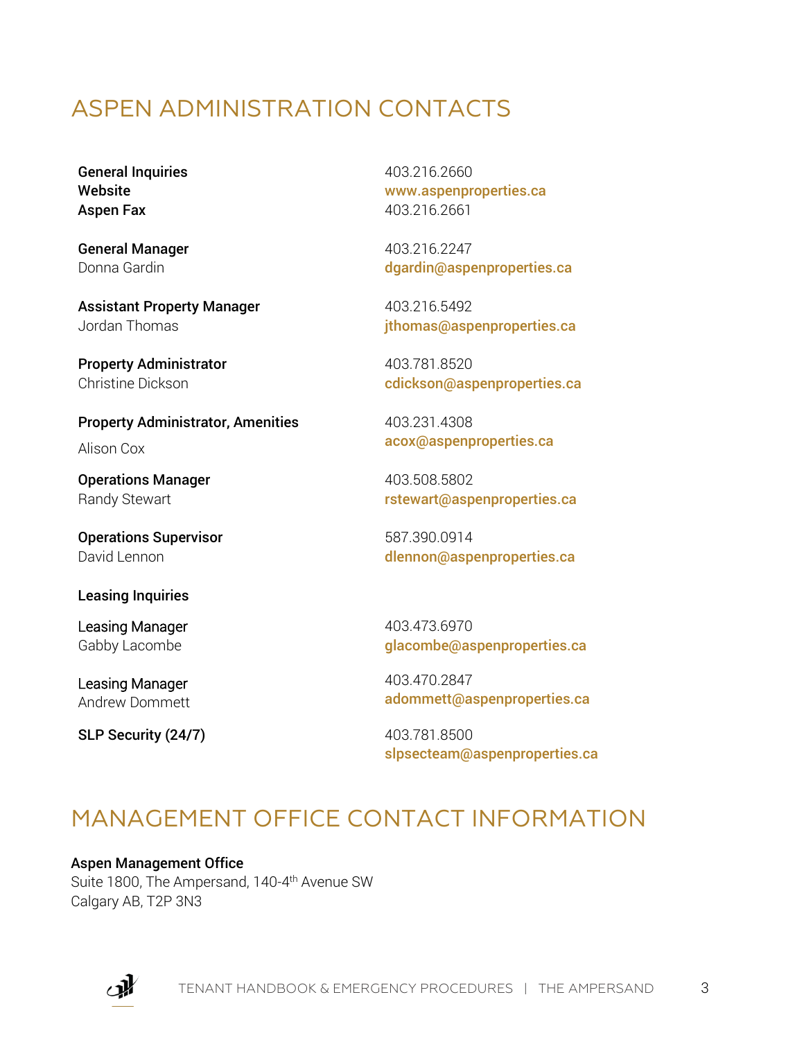## ASPEN ADMINISTRATION CONTACTS

**General Inquiries** 403.216.2660
**Website** www.aspenproperties.ca
**Aspen Fax** 403.216.2661

**General Manager**
Donna Gardin 403.216.2247
dgardin@aspenproperties.ca

**Assistant Property Manager**
Jordan Thomas 403.216.5492
jthomas@aspenproperties.ca

**Property Administrator**
Christine Dickson 403.781.8520
cdickson@aspenproperties.ca

**Property Administrator, Amenities**
Alison Cox 403.231.4308
acox@aspenproperties.ca

**Operations Manager**
Randy Stewart 403.508.5802
rstewart@aspenproperties.ca

**Operations Supervisor**
David Lennon 587.390.0914
dlennon@aspenproperties.ca

**Leasing Inquiries**

Leasing Manager
Gabby Lacombe 403.473.6970
glacombe@aspenproperties.ca

Leasing Manager
Andrew Dommett 403.470.2847
adommett@aspenproperties.ca

**SLP Security (24/7)** 403.781.8500
slpsecteam@aspenproperties.ca

## MANAGEMENT OFFICE CONTACT INFORMATION

**Aspen Management Office**
Suite 1800, The Ampersand, 140-4th Avenue SW
Calgary AB, T2P 3N3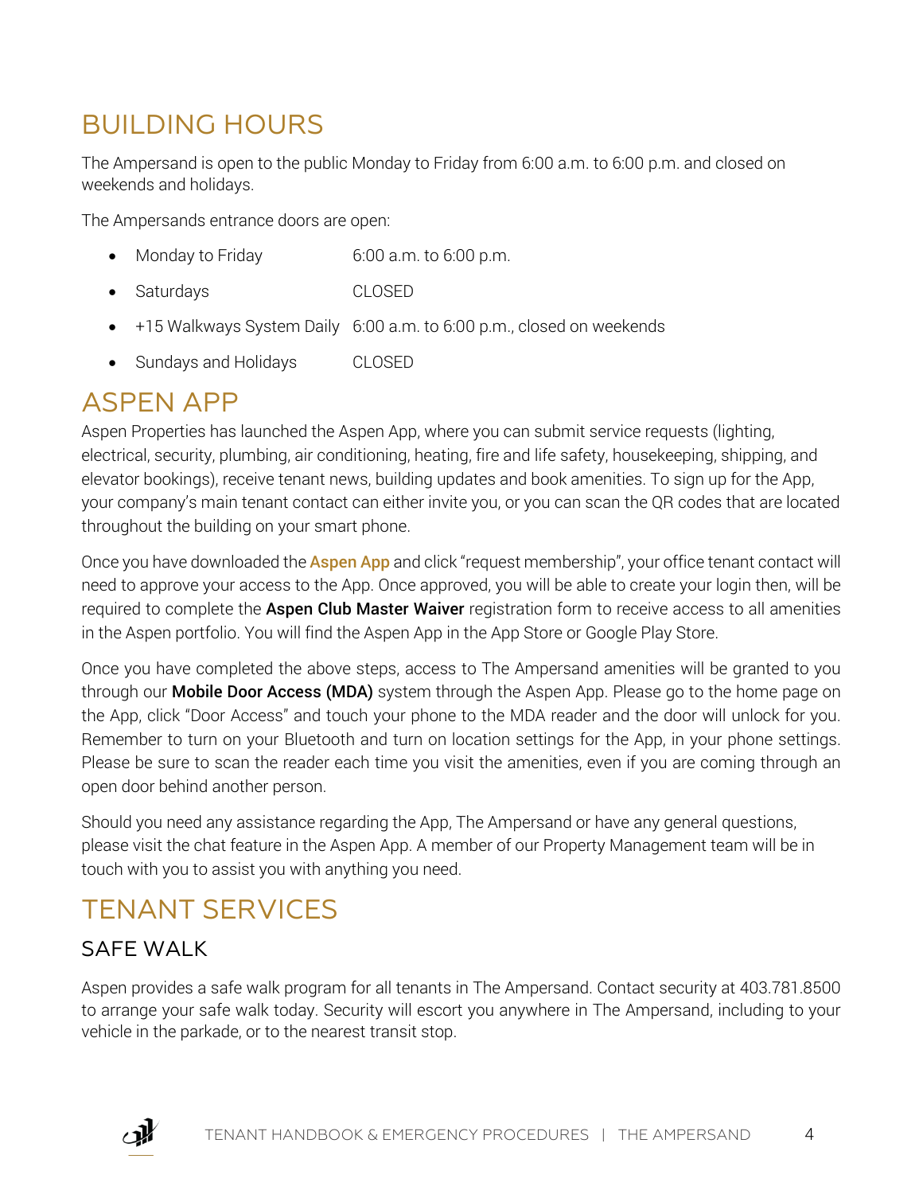## BUILDING HOURS

The Ampersand is open to the public Monday to Friday from 6:00 a.m. to 6:00 p.m. and closed on weekends and holidays.

The Ampersands entrance doors are open:

- Monday to Friday 6:00 a.m. to 6:00 p.m.
- Saturdays CLOSED
- +15 Walkways System Daily 6:00 a.m. to 6:00 p.m., closed on weekends
- Sundays and Holidays CLOSED

## ASPEN APP

Aspen Properties has launched the Aspen App, where you can submit service requests (lighting, electrical, security, plumbing, air conditioning, heating, fire and life safety, housekeeping, shipping, and elevator bookings), receive tenant news, building updates and book amenities. To sign up for the App, your company's main tenant contact can either invite you, or you can scan the QR codes that are located throughout the building on your smart phone.

Once you have downloaded the **Aspen App** and click "request membership", your office tenant contact will need to approve your access to the App. Once approved, you will be able to create your login then, will be required to complete the **Aspen Club Master Waiver** registration form to receive access to all amenities in the Aspen portfolio. You will find the Aspen App in the App Store or Google Play Store.

Once you have completed the above steps, access to The Ampersand amenities will be granted to you through our **Mobile Door Access (MDA)** system through the Aspen App. Please go to the home page on the App, click "Door Access" and touch your phone to the MDA reader and the door will unlock for you. Remember to turn on your Bluetooth and turn on location settings for the App, in your phone settings. Please be sure to scan the reader each time you visit the amenities, even if you are coming through an open door behind another person.

Should you need any assistance regarding the App, The Ampersand or have any general questions, please visit the chat feature in the Aspen App. A member of our Property Management team will be in touch with you to assist you with anything you need.

## TENANT SERVICES

### SAFE WALK

Aspen provides a safe walk program for all tenants in The Ampersand. Contact security at 403.781.8500 to arrange your safe walk today. Security will escort you anywhere in The Ampersand, including to your vehicle in the parkade, or to the nearest transit stop.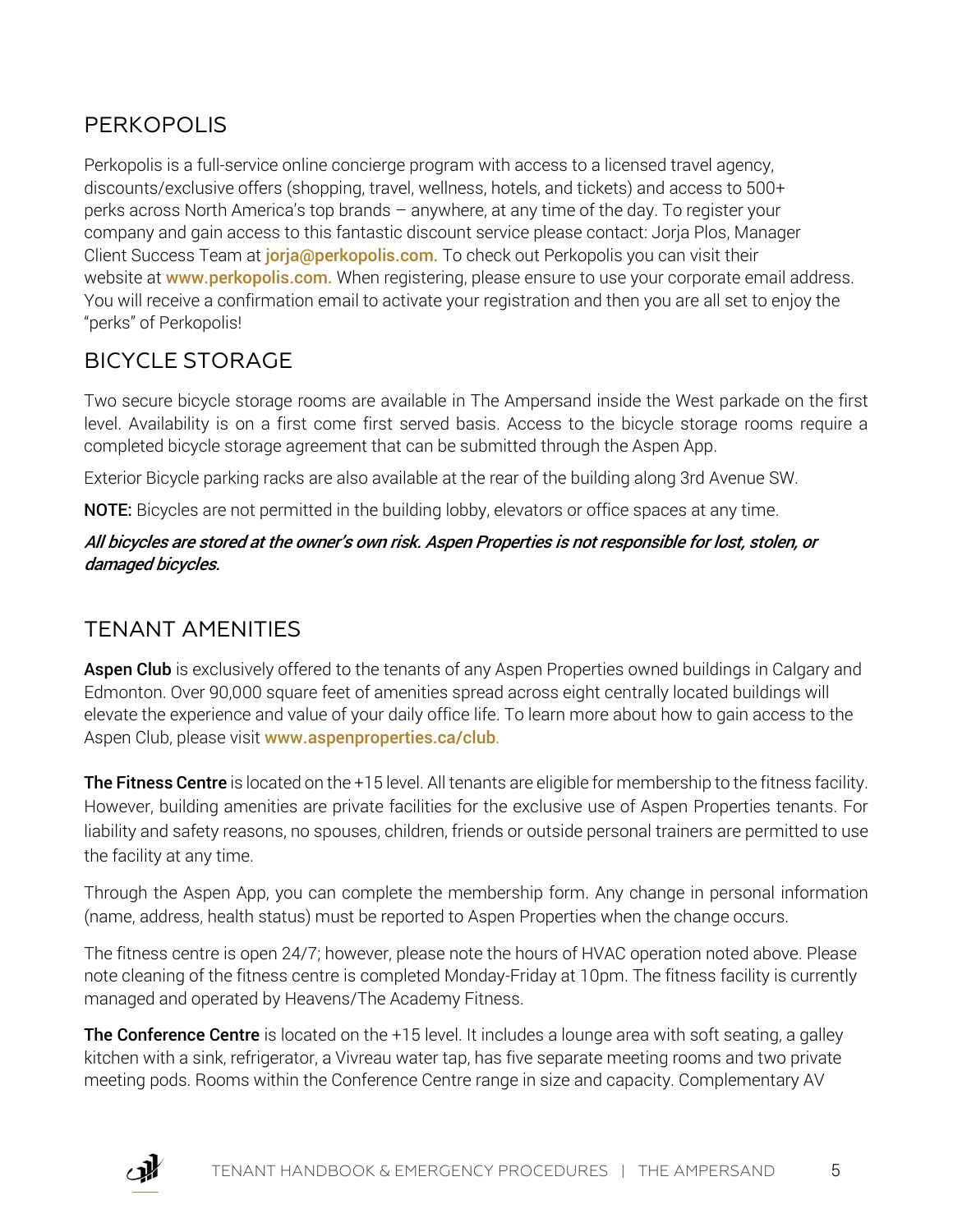## PERKOPOLIS

Perkopolis is a full-service online concierge program with access to a licensed travel agency, discounts/exclusive offers (shopping, travel, wellness, hotels, and tickets) and access to 500+ perks across North America's top brands – anywhere, at any time of the day. To register your company and gain access to this fantastic discount service please contact: Jorja Plos, Manager Client Success Team at **jorja@perkopolis.com.** To check out Perkopolis you can visit their website at **www.perkopolis.com.** When registering, please ensure to use your corporate email address. You will receive a confirmation email to activate your registration and then you are all set to enjoy the "perks" of Perkopolis!

## BICYCLE STORAGE

Two secure bicycle storage rooms are available in The Ampersand inside the West parkade on the first level. Availability is on a first come first served basis. Access to the bicycle storage rooms require a completed bicycle storage agreement that can be submitted through the Aspen App.

Exterior Bicycle parking racks are also available at the rear of the building along 3rd Avenue SW.

**NOTE:** Bicycles are not permitted in the building lobby, elevators or office spaces at any time.

***All bicycles are stored at the owner's own risk. Aspen Properties is not responsible for lost, stolen, or damaged bicycles.***

## TENANT AMENITIES

**Aspen Club** is exclusively offered to the tenants of any Aspen Properties owned buildings in Calgary and Edmonton. Over 90,000 square feet of amenities spread across eight centrally located buildings will elevate the experience and value of your daily office life. To learn more about how to gain access to the Aspen Club, please visit **www.aspenproperties.ca/club**.

**The Fitness Centre** is located on the +15 level. All tenants are eligible for membership to the fitness facility. However, building amenities are private facilities for the exclusive use of Aspen Properties tenants. For liability and safety reasons, no spouses, children, friends or outside personal trainers are permitted to use the facility at any time.

Through the Aspen App, you can complete the membership form. Any change in personal information (name, address, health status) must be reported to Aspen Properties when the change occurs.

The fitness centre is open 24/7; however, please note the hours of HVAC operation noted above. Please note cleaning of the fitness centre is completed Monday-Friday at 10pm. The fitness facility is currently managed and operated by Heavens/The Academy Fitness.

**The Conference Centre** is located on the +15 level. It includes a lounge area with soft seating, a galley kitchen with a sink, refrigerator, a Vivreau water tap, has five separate meeting rooms and two private meeting pods. Rooms within the Conference Centre range in size and capacity. Complementary AV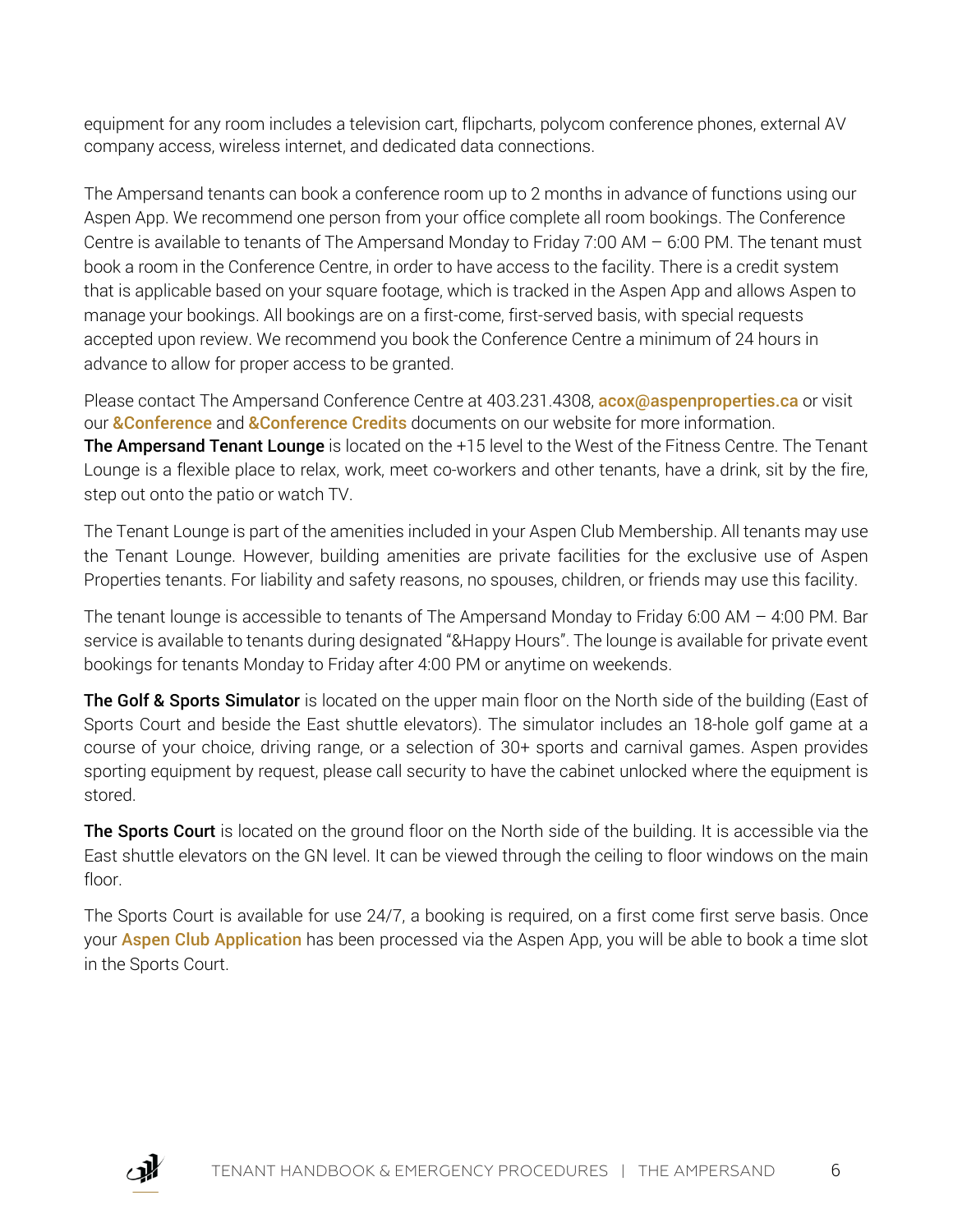equipment for any room includes a television cart, flipcharts, polycom conference phones, external AV company access, wireless internet, and dedicated data connections.

The Ampersand tenants can book a conference room up to 2 months in advance of functions using our Aspen App. We recommend one person from your office complete all room bookings. The Conference Centre is available to tenants of The Ampersand Monday to Friday 7:00 AM – 6:00 PM. The tenant must book a room in the Conference Centre, in order to have access to the facility. There is a credit system that is applicable based on your square footage, which is tracked in the Aspen App and allows Aspen to manage your bookings. All bookings are on a first-come, first-served basis, with special requests accepted upon review. We recommend you book the Conference Centre a minimum of 24 hours in advance to allow for proper access to be granted.

Please contact The Ampersand Conference Centre at 403.231.4308, **acox@aspenproperties.ca** or visit our **&Conference** and **&Conference Credits** documents on our website for more information.

**The Ampersand Tenant Lounge** is located on the +15 level to the West of the Fitness Centre. The Tenant Lounge is a flexible place to relax, work, meet co-workers and other tenants, have a drink, sit by the fire, step out onto the patio or watch TV.

The Tenant Lounge is part of the amenities included in your Aspen Club Membership. All tenants may use the Tenant Lounge. However, building amenities are private facilities for the exclusive use of Aspen Properties tenants. For liability and safety reasons, no spouses, children, or friends may use this facility.

The tenant lounge is accessible to tenants of The Ampersand Monday to Friday 6:00 AM – 4:00 PM. Bar service is available to tenants during designated "&Happy Hours". The lounge is available for private event bookings for tenants Monday to Friday after 4:00 PM or anytime on weekends.

**The Golf & Sports Simulator** is located on the upper main floor on the North side of the building (East of Sports Court and beside the East shuttle elevators). The simulator includes an 18-hole golf game at a course of your choice, driving range, or a selection of 30+ sports and carnival games. Aspen provides sporting equipment by request, please call security to have the cabinet unlocked where the equipment is stored.

**The Sports Court** is located on the ground floor on the North side of the building. It is accessible via the East shuttle elevators on the GN level. It can be viewed through the ceiling to floor windows on the main floor.

The Sports Court is available for use 24/7, a booking is required, on a first come first serve basis. Once your **Aspen Club Application** has been processed via the Aspen App, you will be able to book a time slot in the Sports Court.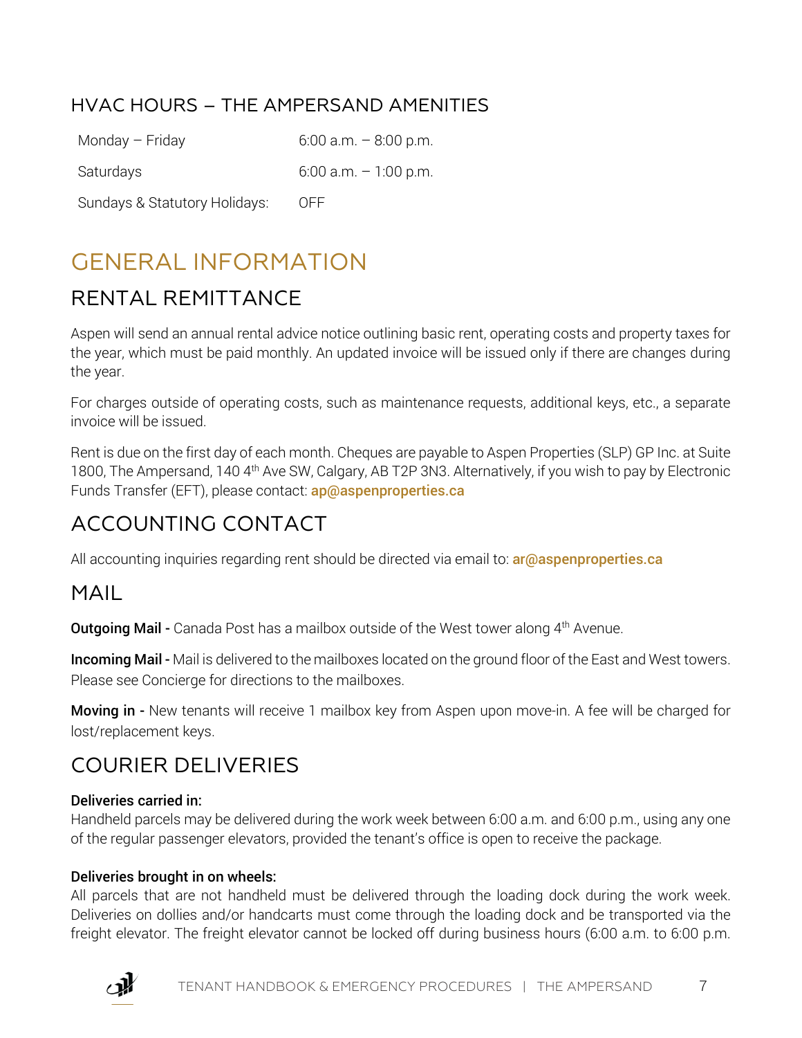## HVAC HOURS – THE AMPERSAND AMENITIES

| | |
|---|---|
| Monday – Friday | 6:00 a.m. – 8:00 p.m. |
| Saturdays | 6:00 a.m. – 1:00 p.m. |
| Sundays & Statutory Holidays: | OFF |

# GENERAL INFORMATION

## RENTAL REMITTANCE

Aspen will send an annual rental advice notice outlining basic rent, operating costs and property taxes for the year, which must be paid monthly. An updated invoice will be issued only if there are changes during the year.

For charges outside of operating costs, such as maintenance requests, additional keys, etc., a separate invoice will be issued.

Rent is due on the first day of each month. Cheques are payable to Aspen Properties (SLP) GP Inc. at Suite 1800, The Ampersand, 140 4th Ave SW, Calgary, AB T2P 3N3. Alternatively, if you wish to pay by Electronic Funds Transfer (EFT), please contact: **ap@aspenproperties.ca**

## ACCOUNTING CONTACT

All accounting inquiries regarding rent should be directed via email to: **ar@aspenproperties.ca**

## MAIL

**Outgoing Mail -** Canada Post has a mailbox outside of the West tower along 4th Avenue.

**Incoming Mail -** Mail is delivered to the mailboxes located on the ground floor of the East and West towers. Please see Concierge for directions to the mailboxes.

**Moving in -** New tenants will receive 1 mailbox key from Aspen upon move-in. A fee will be charged for lost/replacement keys.

## COURIER DELIVERIES

**Deliveries carried in:**
Handheld parcels may be delivered during the work week between 6:00 a.m. and 6:00 p.m., using any one of the regular passenger elevators, provided the tenant's office is open to receive the package.

**Deliveries brought in on wheels:**
All parcels that are not handheld must be delivered through the loading dock during the work week. Deliveries on dollies and/or handcarts must come through the loading dock and be transported via the freight elevator. The freight elevator cannot be locked off during business hours (6:00 a.m. to 6:00 p.m.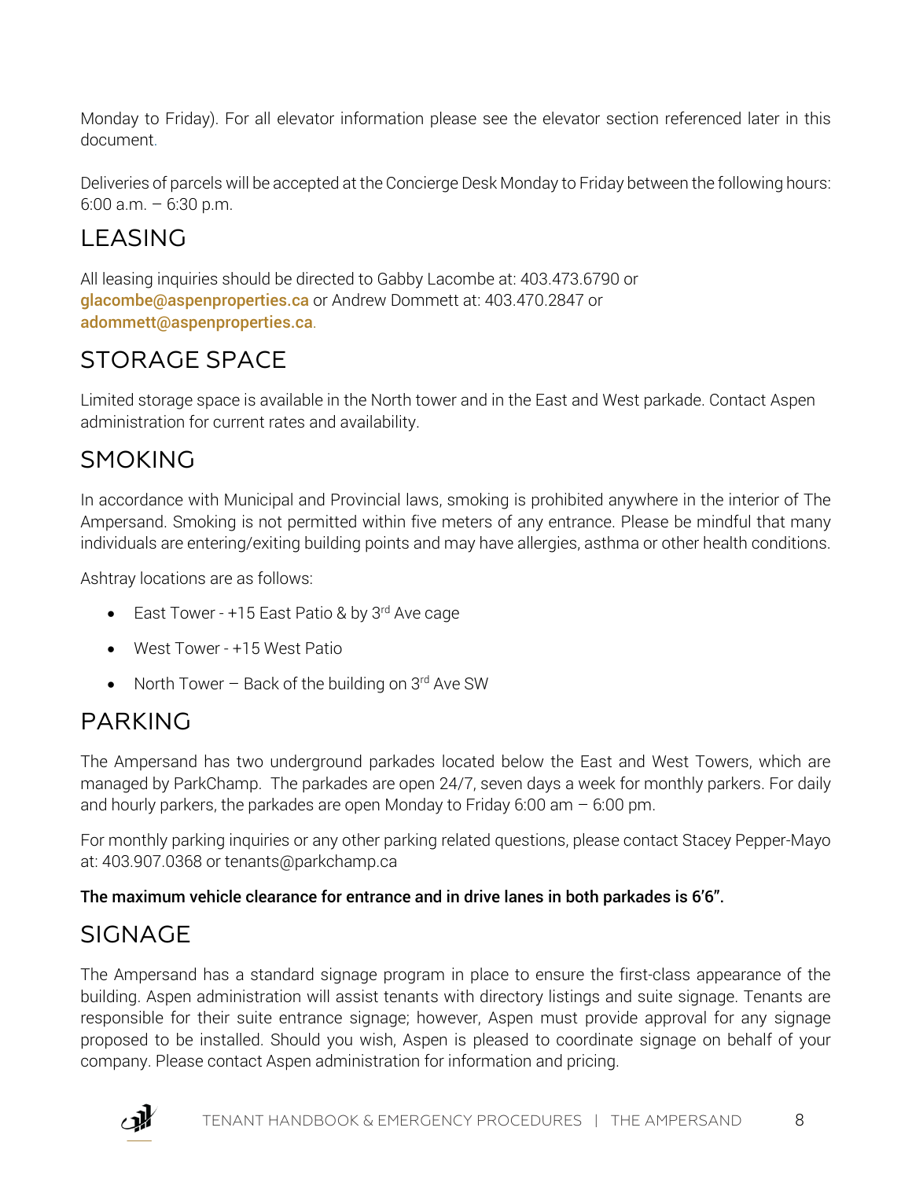Monday to Friday). For all elevator information please see the elevator section referenced later in this document.

Deliveries of parcels will be accepted at the Concierge Desk Monday to Friday between the following hours: 6:00 a.m. – 6:30 p.m.

## LEASING

All leasing inquiries should be directed to Gabby Lacombe at: 403.473.6790 or **glacombe@aspenproperties.ca** or Andrew Dommett at: 403.470.2847 or **adommett@aspenproperties.ca**.

## STORAGE SPACE

Limited storage space is available in the North tower and in the East and West parkade. Contact Aspen administration for current rates and availability.

## SMOKING

In accordance with Municipal and Provincial laws, smoking is prohibited anywhere in the interior of The Ampersand. Smoking is not permitted within five meters of any entrance. Please be mindful that many individuals are entering/exiting building points and may have allergies, asthma or other health conditions.

Ashtray locations are as follows:

- East Tower - +15 East Patio & by 3rd Ave cage
- West Tower - +15 West Patio
- North Tower – Back of the building on 3rd Ave SW

## PARKING

The Ampersand has two underground parkades located below the East and West Towers, which are managed by ParkChamp. The parkades are open 24/7, seven days a week for monthly parkers. For daily and hourly parkers, the parkades are open Monday to Friday 6:00 am – 6:00 pm.

For monthly parking inquiries or any other parking related questions, please contact Stacey Pepper-Mayo at: 403.907.0368 or tenants@parkchamp.ca

**The maximum vehicle clearance for entrance and in drive lanes in both parkades is 6'6".**

## SIGNAGE

The Ampersand has a standard signage program in place to ensure the first-class appearance of the building. Aspen administration will assist tenants with directory listings and suite signage. Tenants are responsible for their suite entrance signage; however, Aspen must provide approval for any signage proposed to be installed. Should you wish, Aspen is pleased to coordinate signage on behalf of your company. Please contact Aspen administration for information and pricing.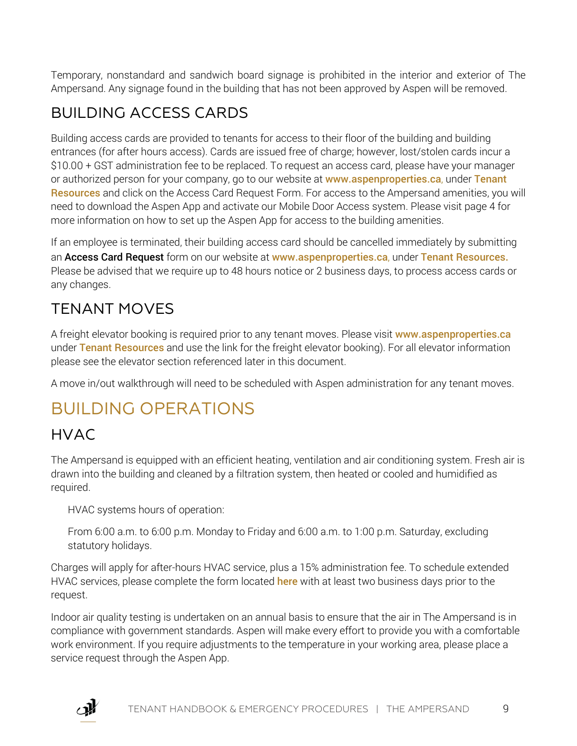Temporary, nonstandard and sandwich board signage is prohibited in the interior and exterior of The Ampersand. Any signage found in the building that has not been approved by Aspen will be removed.

## BUILDING ACCESS CARDS

Building access cards are provided to tenants for access to their floor of the building and building entrances (for after hours access). Cards are issued free of charge; however, lost/stolen cards incur a $10.00 + GST administration fee to be replaced. To request an access card, please have your manager or authorized person for your company, go to our website at **www.aspenproperties.ca**, under **Tenant Resources** and click on the Access Card Request Form. For access to the Ampersand amenities, you will need to download the Aspen App and activate our Mobile Door Access system. Please visit page 4 for more information on how to set up the Aspen App for access to the building amenities.

If an employee is terminated, their building access card should be cancelled immediately by submitting an **Access Card Request** form on our website at **www.aspenproperties.ca**, under **Tenant Resources.** Please be advised that we require up to 48 hours notice or 2 business days, to process access cards or any changes.

## TENANT MOVES

A freight elevator booking is required prior to any tenant moves. Please visit **www.aspenproperties.ca** under **Tenant Resources** and use the link for the freight elevator booking). For all elevator information please see the elevator section referenced later in this document.

A move in/out walkthrough will need to be scheduled with Aspen administration for any tenant moves.

# BUILDING OPERATIONS

## HVAC

The Ampersand is equipped with an efficient heating, ventilation and air conditioning system. Fresh air is drawn into the building and cleaned by a filtration system, then heated or cooled and humidified as required.

HVAC systems hours of operation:

From 6:00 a.m. to 6:00 p.m. Monday to Friday and 6:00 a.m. to 1:00 p.m. Saturday, excluding statutory holidays.

Charges will apply for after-hours HVAC service, plus a 15% administration fee. To schedule extended HVAC services, please complete the form located **here** with at least two business days prior to the request.

Indoor air quality testing is undertaken on an annual basis to ensure that the air in The Ampersand is in compliance with government standards. Aspen will make every effort to provide you with a comfortable work environment. If you require adjustments to the temperature in your working area, please place a service request through the Aspen App.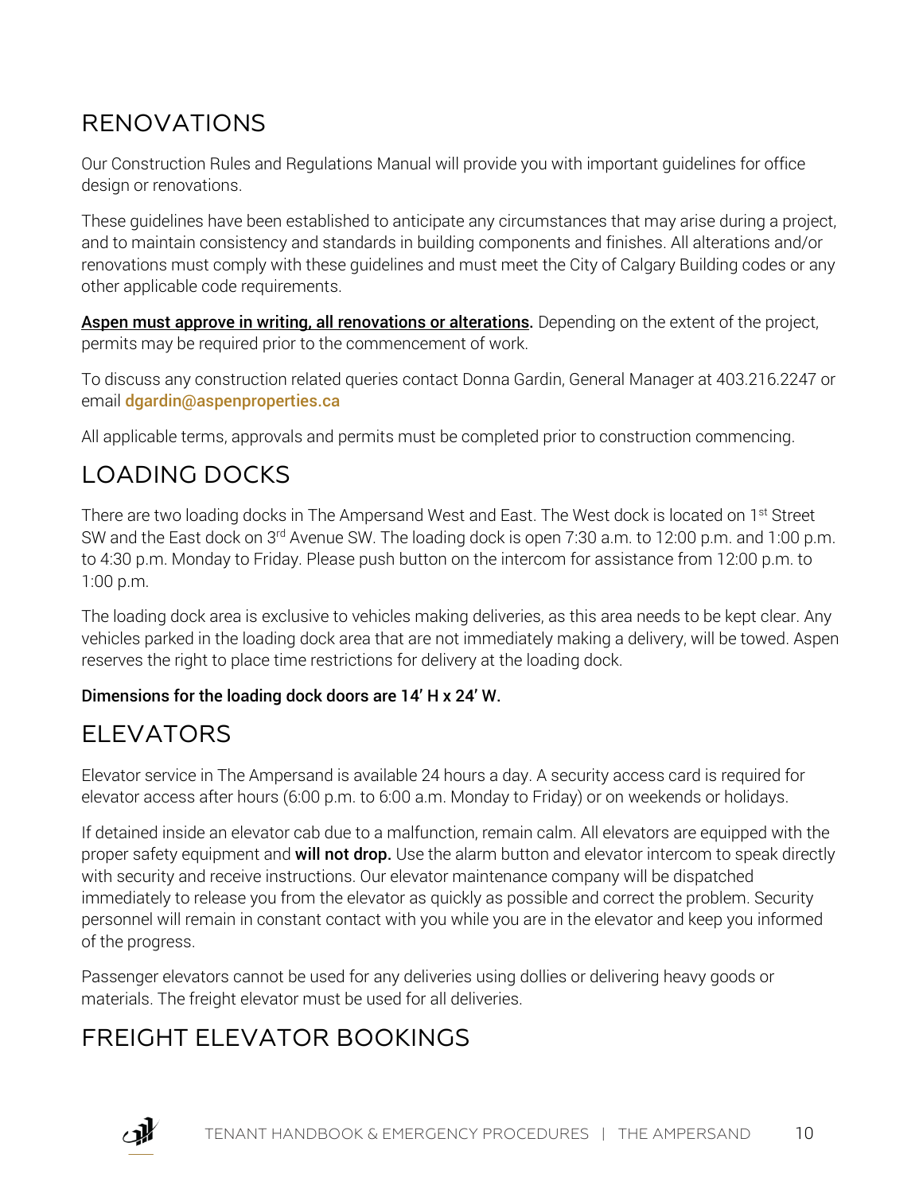## RENOVATIONS

Our Construction Rules and Regulations Manual will provide you with important guidelines for office design or renovations.

These guidelines have been established to anticipate any circumstances that may arise during a project, and to maintain consistency and standards in building components and finishes. All alterations and/or renovations must comply with these guidelines and must meet the City of Calgary Building codes or any other applicable code requirements.

**Aspen must approve in writing, all renovations or alterations.** Depending on the extent of the project, permits may be required prior to the commencement of work.

To discuss any construction related queries contact Donna Gardin, General Manager at 403.216.2247 or email dgardin@aspenproperties.ca

All applicable terms, approvals and permits must be completed prior to construction commencing.

## LOADING DOCKS

There are two loading docks in The Ampersand West and East. The West dock is located on 1st Street SW and the East dock on 3rd Avenue SW. The loading dock is open 7:30 a.m. to 12:00 p.m. and 1:00 p.m. to 4:30 p.m. Monday to Friday. Please push button on the intercom for assistance from 12:00 p.m. to 1:00 p.m.

The loading dock area is exclusive to vehicles making deliveries, as this area needs to be kept clear. Any vehicles parked in the loading dock area that are not immediately making a delivery, will be towed. Aspen reserves the right to place time restrictions for delivery at the loading dock.

**Dimensions for the loading dock doors are 14' H x 24' W.**

## ELEVATORS

Elevator service in The Ampersand is available 24 hours a day. A security access card is required for elevator access after hours (6:00 p.m. to 6:00 a.m. Monday to Friday) or on weekends or holidays.

If detained inside an elevator cab due to a malfunction, remain calm. All elevators are equipped with the proper safety equipment and **will not drop.** Use the alarm button and elevator intercom to speak directly with security and receive instructions. Our elevator maintenance company will be dispatched immediately to release you from the elevator as quickly as possible and correct the problem. Security personnel will remain in constant contact with you while you are in the elevator and keep you informed of the progress.

Passenger elevators cannot be used for any deliveries using dollies or delivering heavy goods or materials. The freight elevator must be used for all deliveries.

## FREIGHT ELEVATOR BOOKINGS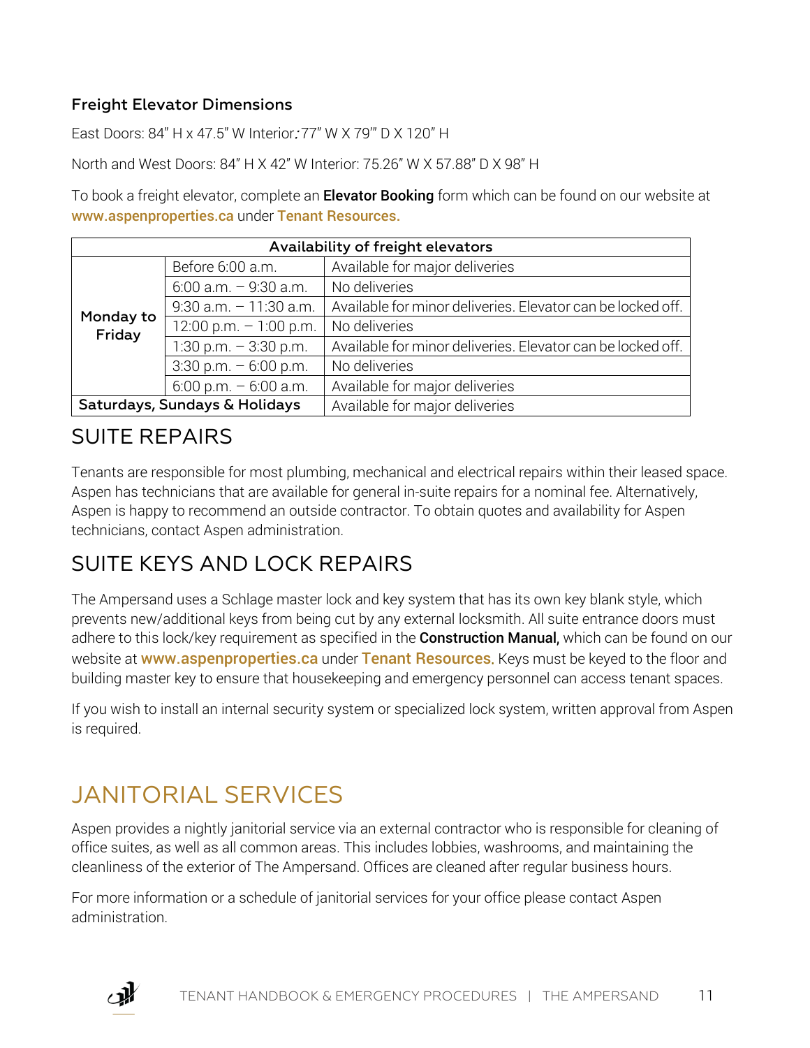### Freight Elevator Dimensions

East Doors: 84" H x 47.5" W Interior: 77" W X 79'" D X 120" H

North and West Doors: 84" H X 42" W Interior: 75.26" W X 57.88" D X 98" H

To book a freight elevator, complete an **Elevator Booking** form which can be found on our website at www.aspenproperties.ca under Tenant Resources.

| Availability of freight elevators | | |
|---|---|---|
| **Monday to Friday** | Before 6:00 a.m. | Available for major deliveries |
| | 6:00 a.m. – 9:30 a.m. | No deliveries |
| | 9:30 a.m. – 11:30 a.m. | Available for minor deliveries. Elevator can be locked off. |
| | 12:00 p.m. – 1:00 p.m. | No deliveries |
| | 1:30 p.m. – 3:30 p.m. | Available for minor deliveries. Elevator can be locked off. |
| | 3:30 p.m. – 6:00 p.m. | No deliveries |
| | 6:00 p.m. – 6:00 a.m. | Available for major deliveries |
| **Saturdays, Sundays & Holidays** | | Available for major deliveries |

## SUITE REPAIRS

Tenants are responsible for most plumbing, mechanical and electrical repairs within their leased space. Aspen has technicians that are available for general in-suite repairs for a nominal fee. Alternatively, Aspen is happy to recommend an outside contractor. To obtain quotes and availability for Aspen technicians, contact Aspen administration.

## SUITE KEYS AND LOCK REPAIRS

The Ampersand uses a Schlage master lock and key system that has its own key blank style, which prevents new/additional keys from being cut by any external locksmith. All suite entrance doors must adhere to this lock/key requirement as specified in the **Construction Manual,** which can be found on our website at www.aspenproperties.ca under Tenant Resources. Keys must be keyed to the floor and building master key to ensure that housekeeping and emergency personnel can access tenant spaces.

If you wish to install an internal security system or specialized lock system, written approval from Aspen is required.

# JANITORIAL SERVICES

Aspen provides a nightly janitorial service via an external contractor who is responsible for cleaning of office suites, as well as all common areas. This includes lobbies, washrooms, and maintaining the cleanliness of the exterior of The Ampersand. Offices are cleaned after regular business hours.

For more information or a schedule of janitorial services for your office please contact Aspen administration.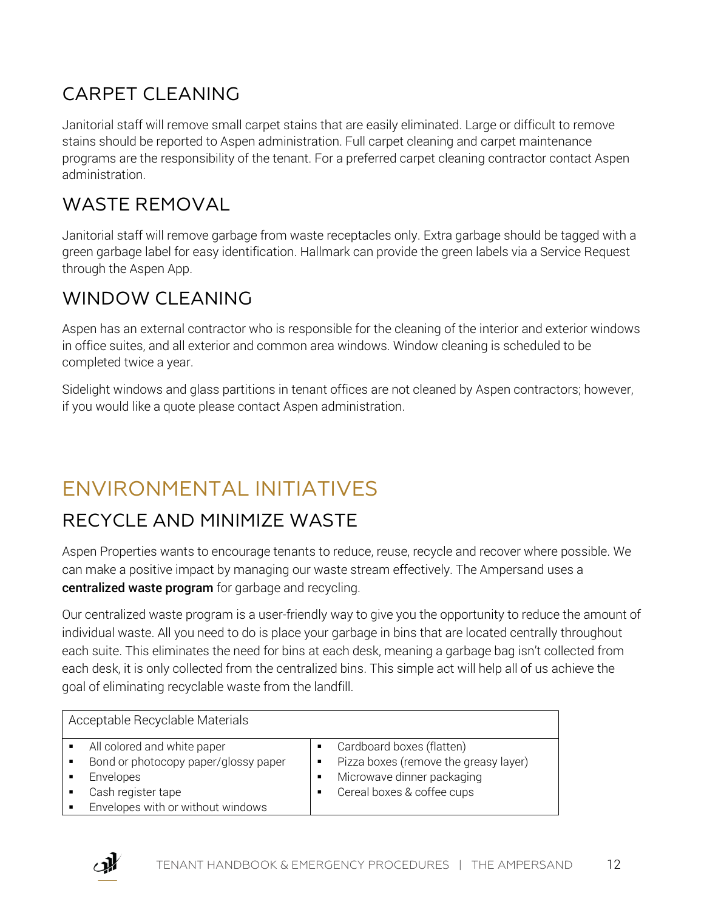## CARPET CLEANING

Janitorial staff will remove small carpet stains that are easily eliminated. Large or difficult to remove stains should be reported to Aspen administration. Full carpet cleaning and carpet maintenance programs are the responsibility of the tenant. For a preferred carpet cleaning contractor contact Aspen administration.

## WASTE REMOVAL

Janitorial staff will remove garbage from waste receptacles only. Extra garbage should be tagged with a green garbage label for easy identification. Hallmark can provide the green labels via a Service Request through the Aspen App.

## WINDOW CLEANING

Aspen has an external contractor who is responsible for the cleaning of the interior and exterior windows in office suites, and all exterior and common area windows. Window cleaning is scheduled to be completed twice a year.

Sidelight windows and glass partitions in tenant offices are not cleaned by Aspen contractors; however, if you would like a quote please contact Aspen administration.

# ENVIRONMENTAL INITIATIVES

## RECYCLE AND MINIMIZE WASTE

Aspen Properties wants to encourage tenants to reduce, reuse, recycle and recover where possible. We can make a positive impact by managing our waste stream effectively. The Ampersand uses a **centralized waste program** for garbage and recycling.

Our centralized waste program is a user-friendly way to give you the opportunity to reduce the amount of individual waste. All you need to do is place your garbage in bins that are located centrally throughout each suite. This eliminates the need for bins at each desk, meaning a garbage bag isn't collected from each desk, it is only collected from the centralized bins. This simple act will help all of us achieve the goal of eliminating recyclable waste from the landfill.

| Acceptable Recyclable Materials | |
|---|---|
| ▪ All colored and white paper<br>▪ Bond or photocopy paper/glossy paper<br>▪ Envelopes<br>▪ Cash register tape<br>▪ Envelopes with or without windows | ▪ Cardboard boxes (flatten)<br>▪ Pizza boxes (remove the greasy layer)<br>▪ Microwave dinner packaging<br>▪ Cereal boxes & coffee cups |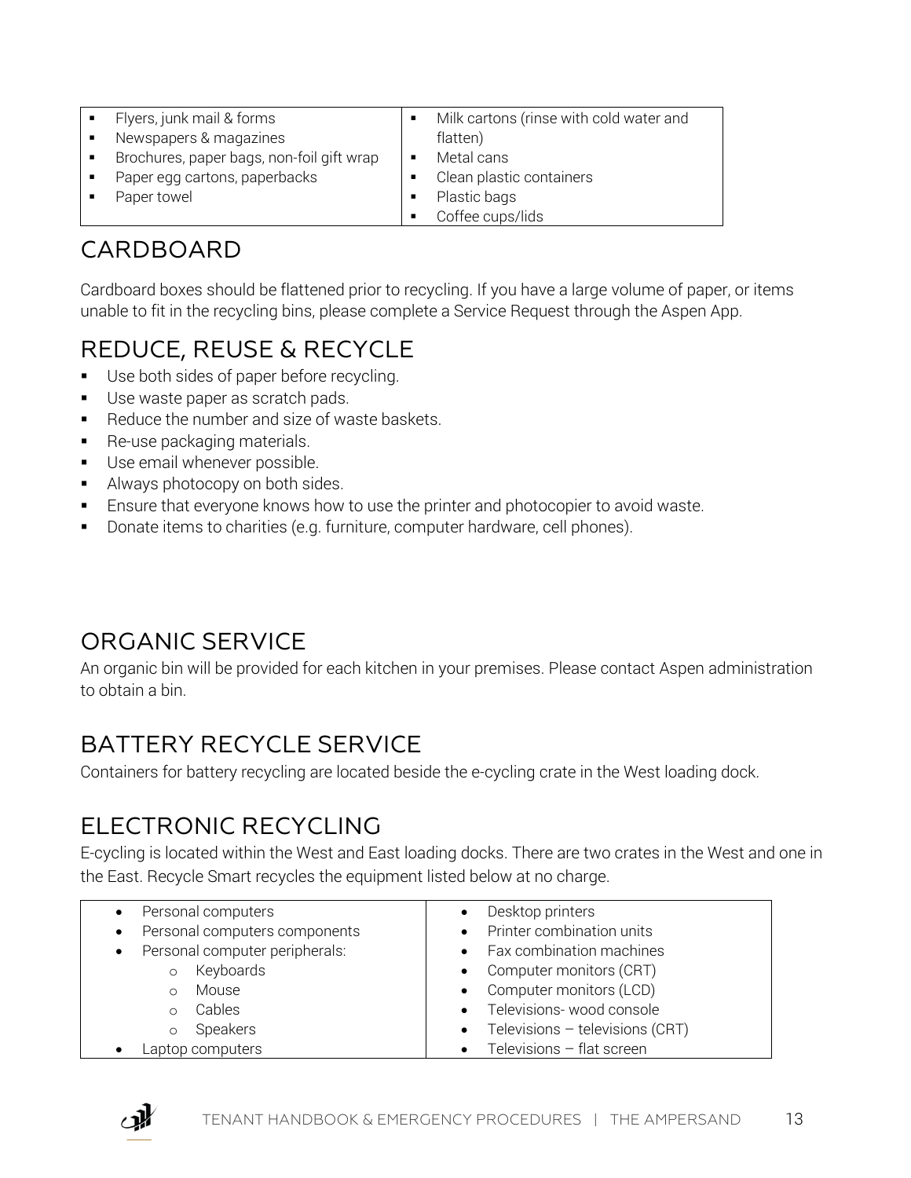| | |
|---|---|
| ▪ Flyers, junk mail & forms<br>▪ Newspapers & magazines<br>▪ Brochures, paper bags, non-foil gift wrap<br>▪ Paper egg cartons, paperbacks<br>▪ Paper towel | ▪ Milk cartons (rinse with cold water and flatten)<br>▪ Metal cans<br>▪ Clean plastic containers<br>▪ Plastic bags<br>▪ Coffee cups/lids |

## CARDBOARD

Cardboard boxes should be flattened prior to recycling. If you have a large volume of paper, or items unable to fit in the recycling bins, please complete a Service Request through the Aspen App.

## REDUCE, REUSE & RECYCLE

- Use both sides of paper before recycling.
- Use waste paper as scratch pads.
- Reduce the number and size of waste baskets.
- Re-use packaging materials.
- Use email whenever possible.
- Always photocopy on both sides.
- Ensure that everyone knows how to use the printer and photocopier to avoid waste.
- Donate items to charities (e.g. furniture, computer hardware, cell phones).

## ORGANIC SERVICE

An organic bin will be provided for each kitchen in your premises. Please contact Aspen administration to obtain a bin.

## BATTERY RECYCLE SERVICE

Containers for battery recycling are located beside the e-cycling crate in the West loading dock.

## ELECTRONIC RECYCLING

E-cycling is located within the West and East loading docks. There are two crates in the West and one in the East. Recycle Smart recycles the equipment listed below at no charge.

| | |
|---|---|
| • Personal computers<br>• Personal computers components<br>• Personal computer peripherals:<br>  o Keyboards<br>  o Mouse<br>  o Cables<br>  o Speakers<br>• Laptop computers | • Desktop printers<br>• Printer combination units<br>• Fax combination machines<br>• Computer monitors (CRT)<br>• Computer monitors (LCD)<br>• Televisions- wood console<br>• Televisions – televisions (CRT)<br>• Televisions – flat screen |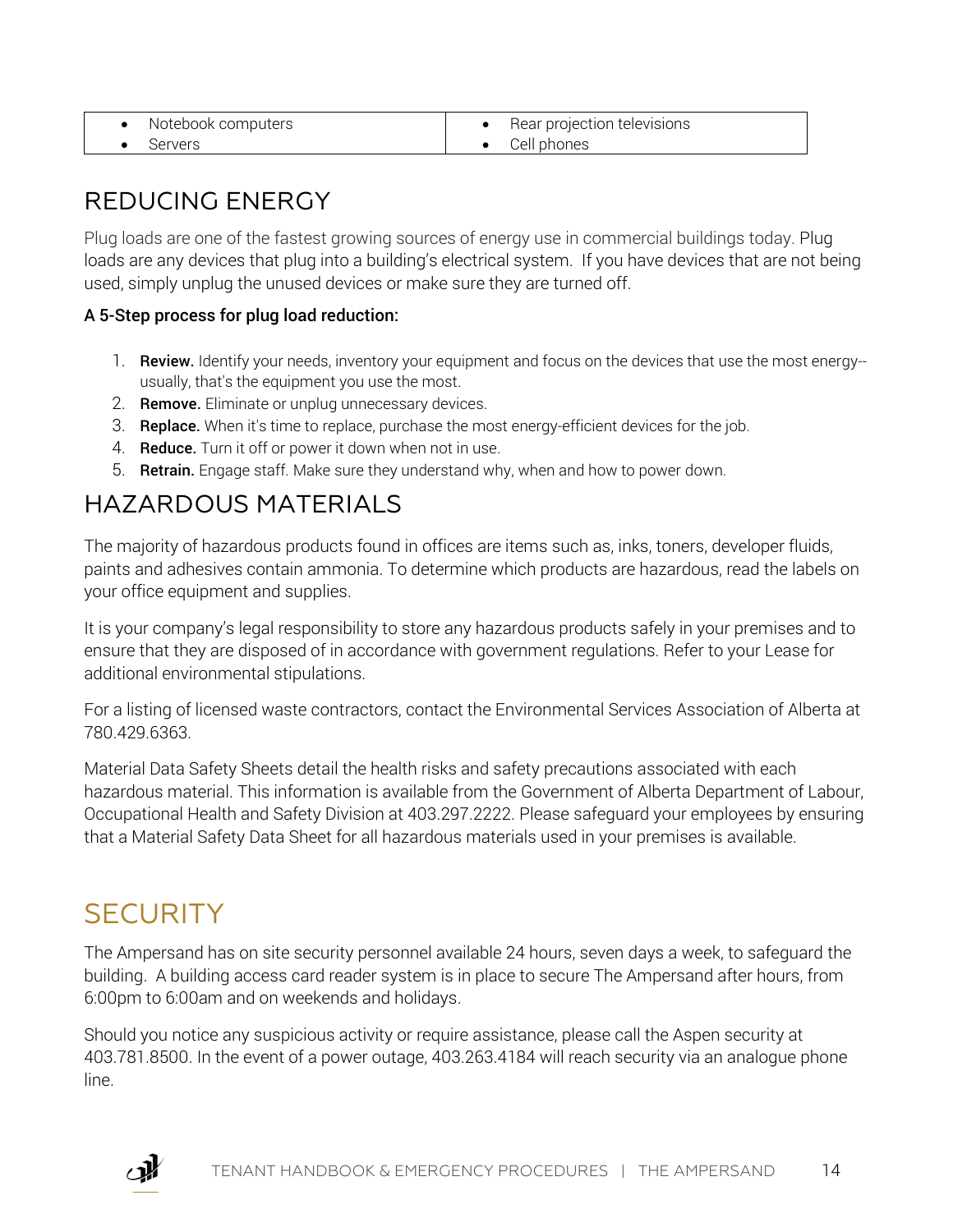| • Notebook computers<br>• Servers | • Rear projection televisions<br>• Cell phones |
|---|---|

## REDUCING ENERGY

Plug loads are one of the fastest growing sources of energy use in commercial buildings today. Plug loads are any devices that plug into a building's electrical system. If you have devices that are not being used, simply unplug the unused devices or make sure they are turned off.

**A 5-Step process for plug load reduction:**

1. **Review.** Identify your needs, inventory your equipment and focus on the devices that use the most energy--usually, that's the equipment you use the most.
2. **Remove.** Eliminate or unplug unnecessary devices.
3. **Replace.** When it's time to replace, purchase the most energy-efficient devices for the job.
4. **Reduce.** Turn it off or power it down when not in use.
5. **Retrain.** Engage staff. Make sure they understand why, when and how to power down.

## HAZARDOUS MATERIALS

The majority of hazardous products found in offices are items such as, inks, toners, developer fluids, paints and adhesives contain ammonia. To determine which products are hazardous, read the labels on your office equipment and supplies.

It is your company's legal responsibility to store any hazardous products safely in your premises and to ensure that they are disposed of in accordance with government regulations. Refer to your Lease for additional environmental stipulations.

For a listing of licensed waste contractors, contact the Environmental Services Association of Alberta at 780.429.6363.

Material Data Safety Sheets detail the health risks and safety precautions associated with each hazardous material. This information is available from the Government of Alberta Department of Labour, Occupational Health and Safety Division at 403.297.2222. Please safeguard your employees by ensuring that a Material Safety Data Sheet for all hazardous materials used in your premises is available.

# SECURITY

The Ampersand has on site security personnel available 24 hours, seven days a week, to safeguard the building. A building access card reader system is in place to secure The Ampersand after hours, from 6:00pm to 6:00am and on weekends and holidays.

Should you notice any suspicious activity or require assistance, please call the Aspen security at 403.781.8500. In the event of a power outage, 403.263.4184 will reach security via an analogue phone line.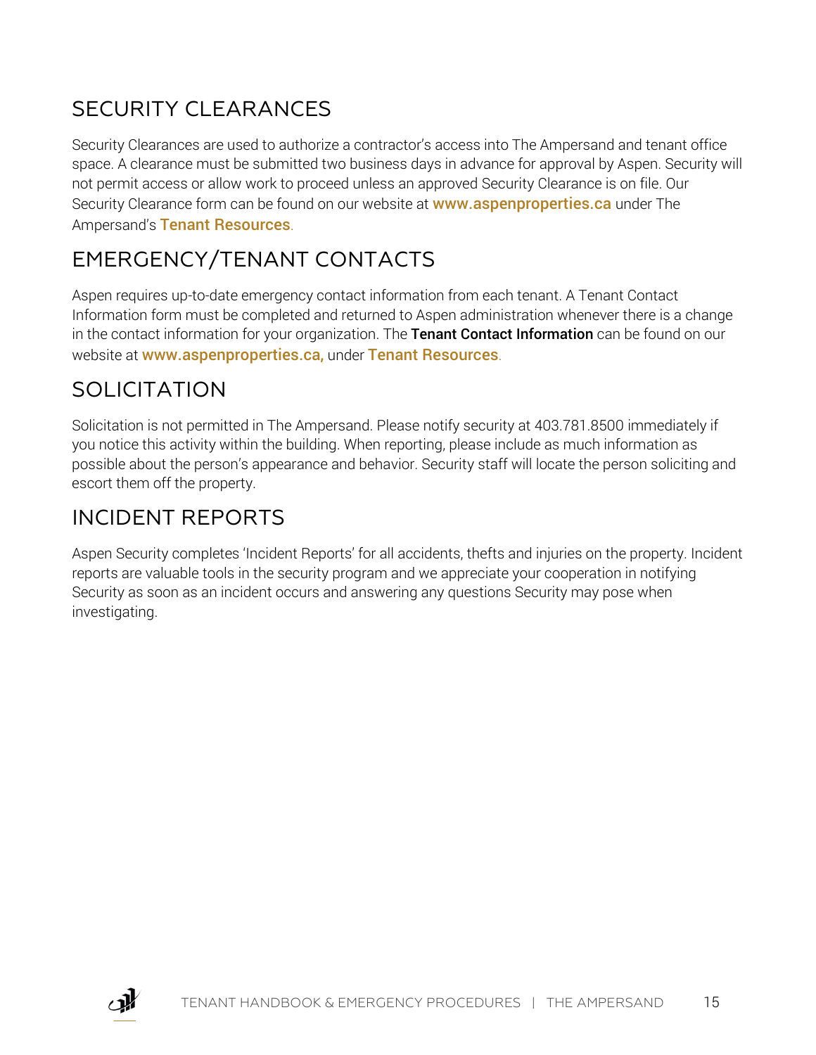## SECURITY CLEARANCES

Security Clearances are used to authorize a contractor's access into The Ampersand and tenant office space. A clearance must be submitted two business days in advance for approval by Aspen. Security will not permit access or allow work to proceed unless an approved Security Clearance is on file. Our Security Clearance form can be found on our website at **www.aspenproperties.ca** under The Ampersand's **Tenant Resources**.

## EMERGENCY/TENANT CONTACTS

Aspen requires up-to-date emergency contact information from each tenant. A Tenant Contact Information form must be completed and returned to Aspen administration whenever there is a change in the contact information for your organization. The **Tenant Contact Information** can be found on our website at **www.aspenproperties.ca,** under **Tenant Resources**.

## SOLICITATION

Solicitation is not permitted in The Ampersand. Please notify security at 403.781.8500 immediately if you notice this activity within the building. When reporting, please include as much information as possible about the person's appearance and behavior. Security staff will locate the person soliciting and escort them off the property.

## INCIDENT REPORTS

Aspen Security completes 'Incident Reports' for all accidents, thefts and injuries on the property. Incident reports are valuable tools in the security program and we appreciate your cooperation in notifying Security as soon as an incident occurs and answering any questions Security may pose when investigating.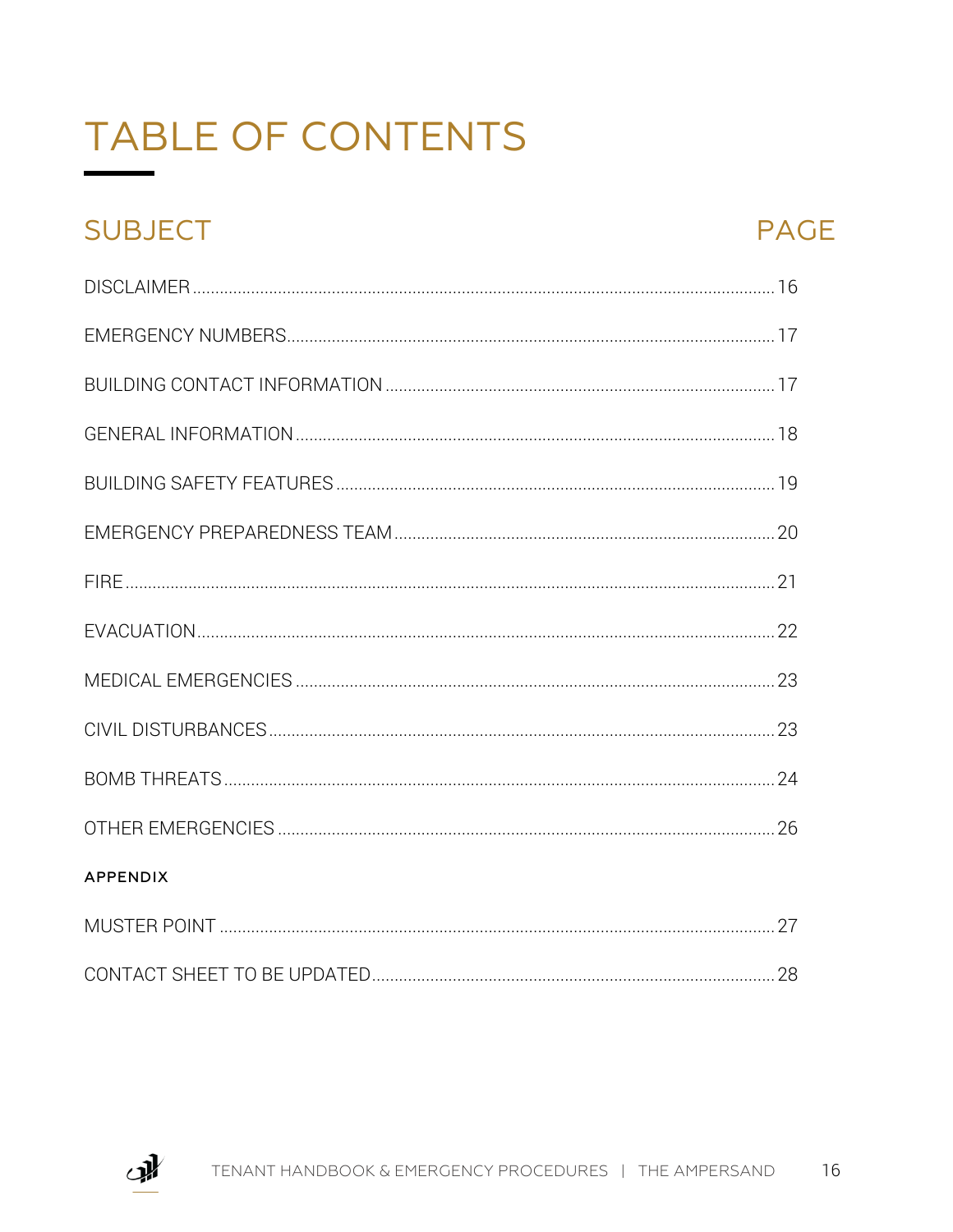# TABLE OF CONTENTS

| SUBJECT | PAGE |
|---|---|
| DISCLAIMER | 16 |
| EMERGENCY NUMBERS | 17 |
| BUILDING CONTACT INFORMATION | 17 |
| GENERAL INFORMATION | 18 |
| BUILDING SAFETY FEATURES | 19 |
| EMERGENCY PREPAREDNESS TEAM | 20 |
| FIRE | 21 |
| EVACUATION | 22 |
| MEDICAL EMERGENCIES | 23 |
| CIVIL DISTURBANCES | 23 |
| BOMB THREATS | 24 |
| OTHER EMERGENCIES | 26 |
| **APPENDIX** | |
| MUSTER POINT | 27 |
| CONTACT SHEET TO BE UPDATED | 28 |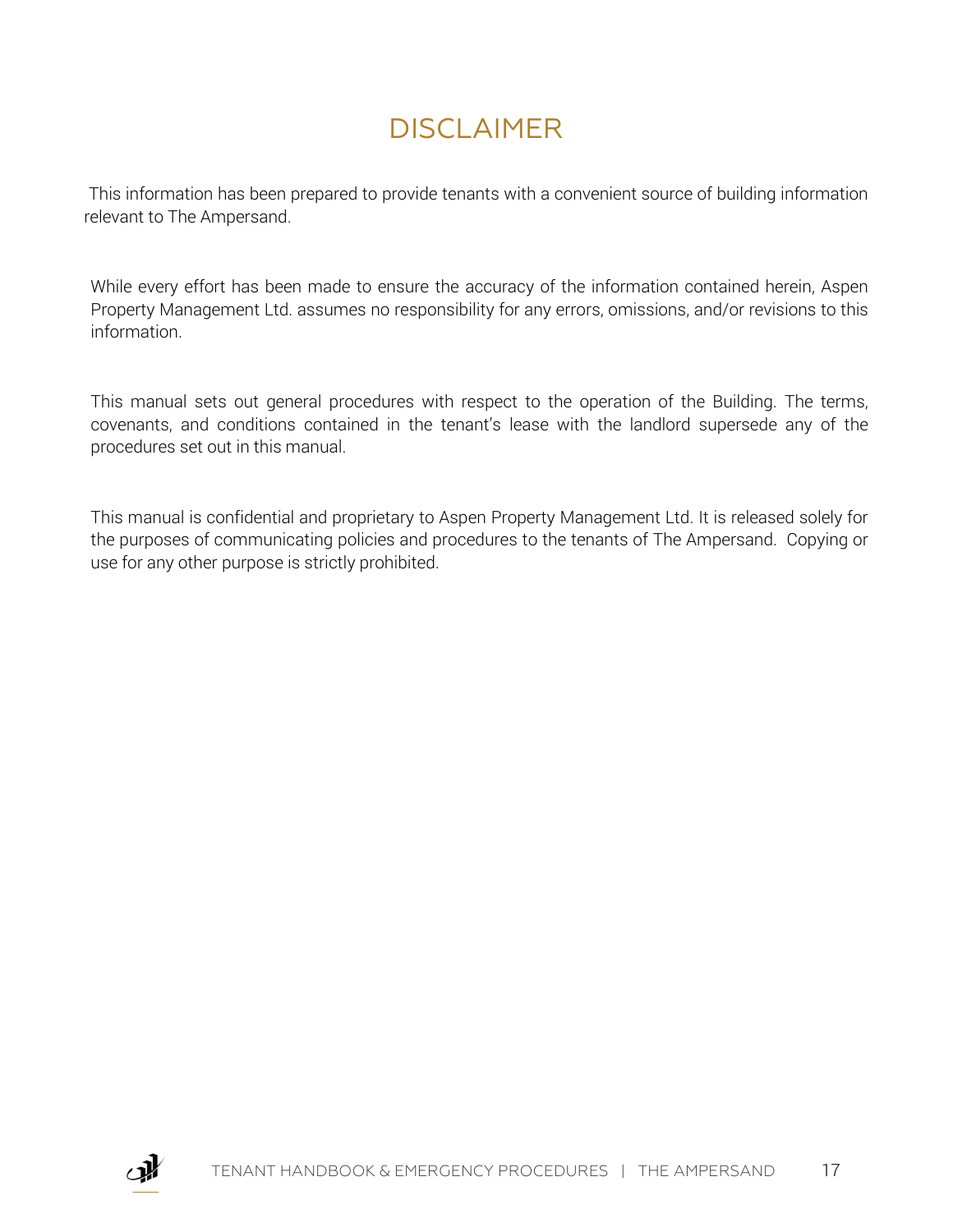# DISCLAIMER

This information has been prepared to provide tenants with a convenient source of building information relevant to The Ampersand.

While every effort has been made to ensure the accuracy of the information contained herein, Aspen Property Management Ltd. assumes no responsibility for any errors, omissions, and/or revisions to this information.

This manual sets out general procedures with respect to the operation of the Building. The terms, covenants, and conditions contained in the tenant's lease with the landlord supersede any of the procedures set out in this manual.

This manual is confidential and proprietary to Aspen Property Management Ltd. It is released solely for the purposes of communicating policies and procedures to the tenants of The Ampersand. Copying or use for any other purpose is strictly prohibited.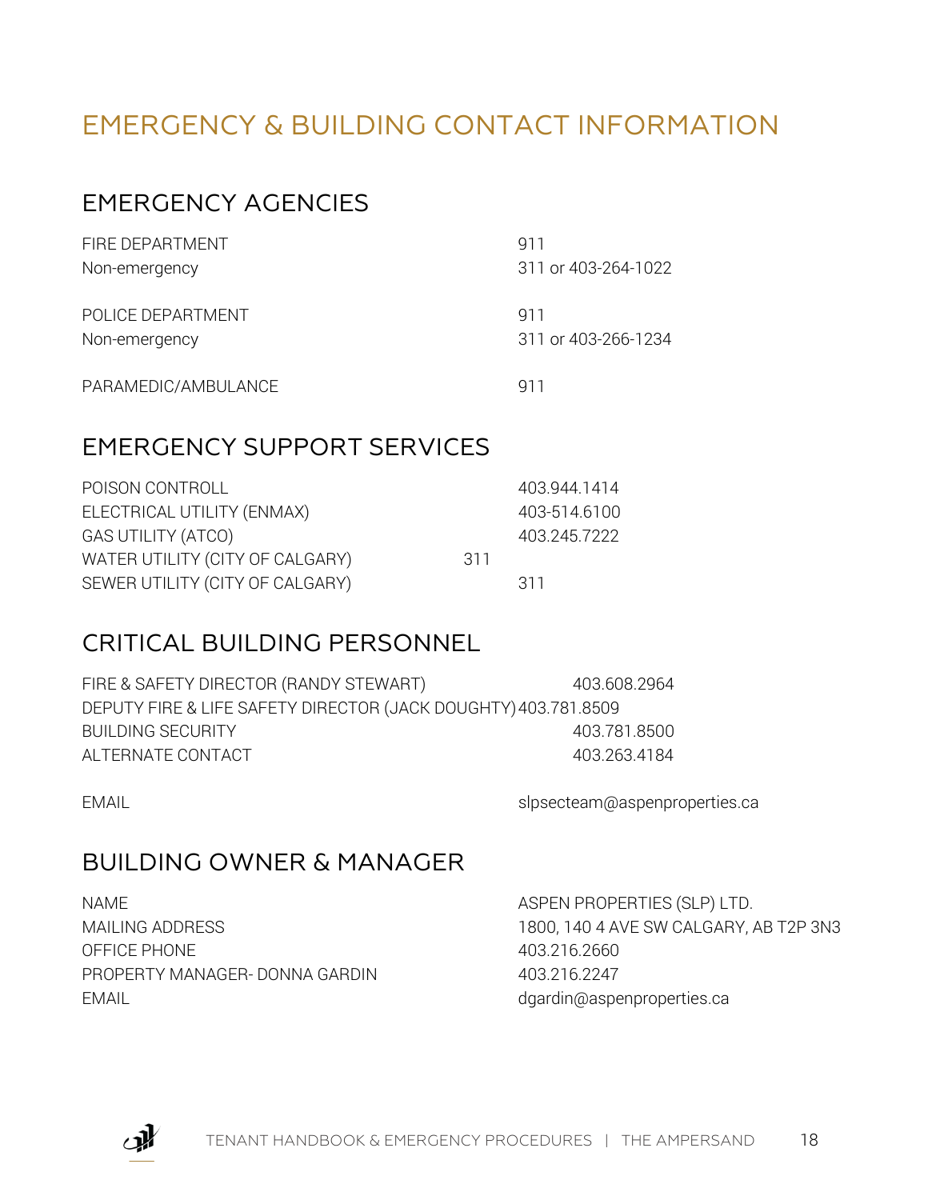# EMERGENCY & BUILDING CONTACT INFORMATION

## EMERGENCY AGENCIES

| | |
|---|---|
| FIRE DEPARTMENT | 911 |
| Non-emergency | 311 or 403-264-1022 |
| POLICE DEPARTMENT | 911 |
| Non-emergency | 311 or 403-266-1234 |
| PARAMEDIC/AMBULANCE | 911 |

## EMERGENCY SUPPORT SERVICES

| | |
|---|---|
| POISON CONTROLL | 403.944.1414 |
| ELECTRICAL UTILITY (ENMAX) | 403-514.6100 |
| GAS UTILITY (ATCO) | 403.245.7222 |
| WATER UTILITY (CITY OF CALGARY) | 311 |
| SEWER UTILITY (CITY OF CALGARY) | 311 |

## CRITICAL BUILDING PERSONNEL

| | |
|---|---|
| FIRE & SAFETY DIRECTOR (RANDY STEWART) | 403.608.2964 |
| DEPUTY FIRE & LIFE SAFETY DIRECTOR (JACK DOUGHTY) | 403.781.8509 |
| BUILDING SECURITY | 403.781.8500 |
| ALTERNATE CONTACT | 403.263.4184 |
| EMAIL | slpsecteam@aspenproperties.ca |

## BUILDING OWNER & MANAGER

| | |
|---|---|
| NAME | ASPEN PROPERTIES (SLP) LTD. |
| MAILING ADDRESS | 1800, 140 4 AVE SW CALGARY, AB T2P 3N3 |
| OFFICE PHONE | 403.216.2660 |
| PROPERTY MANAGER- DONNA GARDIN | 403.216.2247 |
| EMAIL | dgardin@aspenproperties.ca |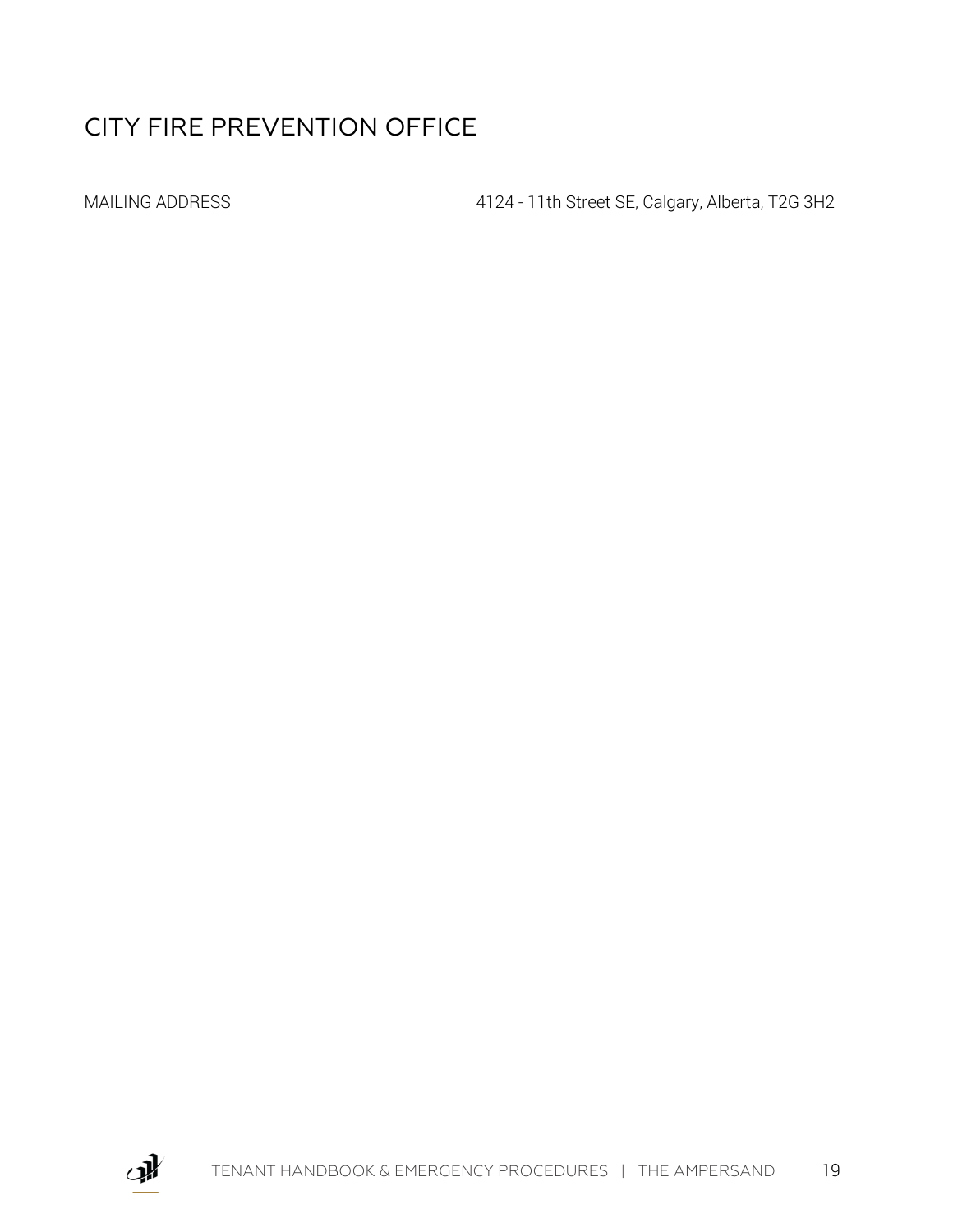## CITY FIRE PREVENTION OFFICE

| | |
|---|---|
| MAILING ADDRESS | 4124 - 11th Street SE, Calgary, Alberta, T2G 3H2 |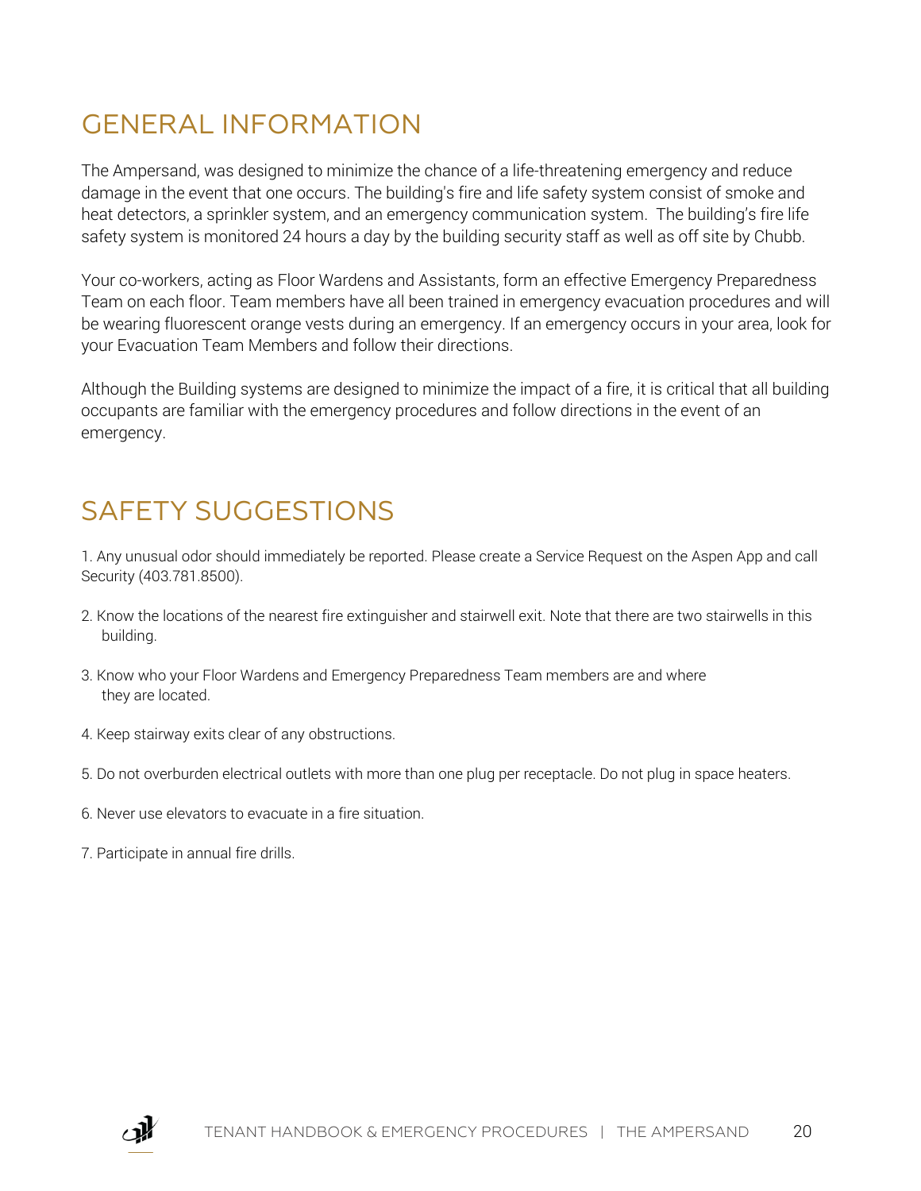## GENERAL INFORMATION

The Ampersand, was designed to minimize the chance of a life-threatening emergency and reduce damage in the event that one occurs. The building's fire and life safety system consist of smoke and heat detectors, a sprinkler system, and an emergency communication system. The building's fire life safety system is monitored 24 hours a day by the building security staff as well as off site by Chubb.

Your co-workers, acting as Floor Wardens and Assistants, form an effective Emergency Preparedness Team on each floor. Team members have all been trained in emergency evacuation procedures and will be wearing fluorescent orange vests during an emergency. If an emergency occurs in your area, look for your Evacuation Team Members and follow their directions.

Although the Building systems are designed to minimize the impact of a fire, it is critical that all building occupants are familiar with the emergency procedures and follow directions in the event of an emergency.

## SAFETY SUGGESTIONS

1. Any unusual odor should immediately be reported. Please create a Service Request on the Aspen App and call Security (403.781.8500).
2. Know the locations of the nearest fire extinguisher and stairwell exit. Note that there are two stairwells in this building.
3. Know who your Floor Wardens and Emergency Preparedness Team members are and where they are located.
4. Keep stairway exits clear of any obstructions.
5. Do not overburden electrical outlets with more than one plug per receptacle. Do not plug in space heaters.
6. Never use elevators to evacuate in a fire situation.
7. Participate in annual fire drills.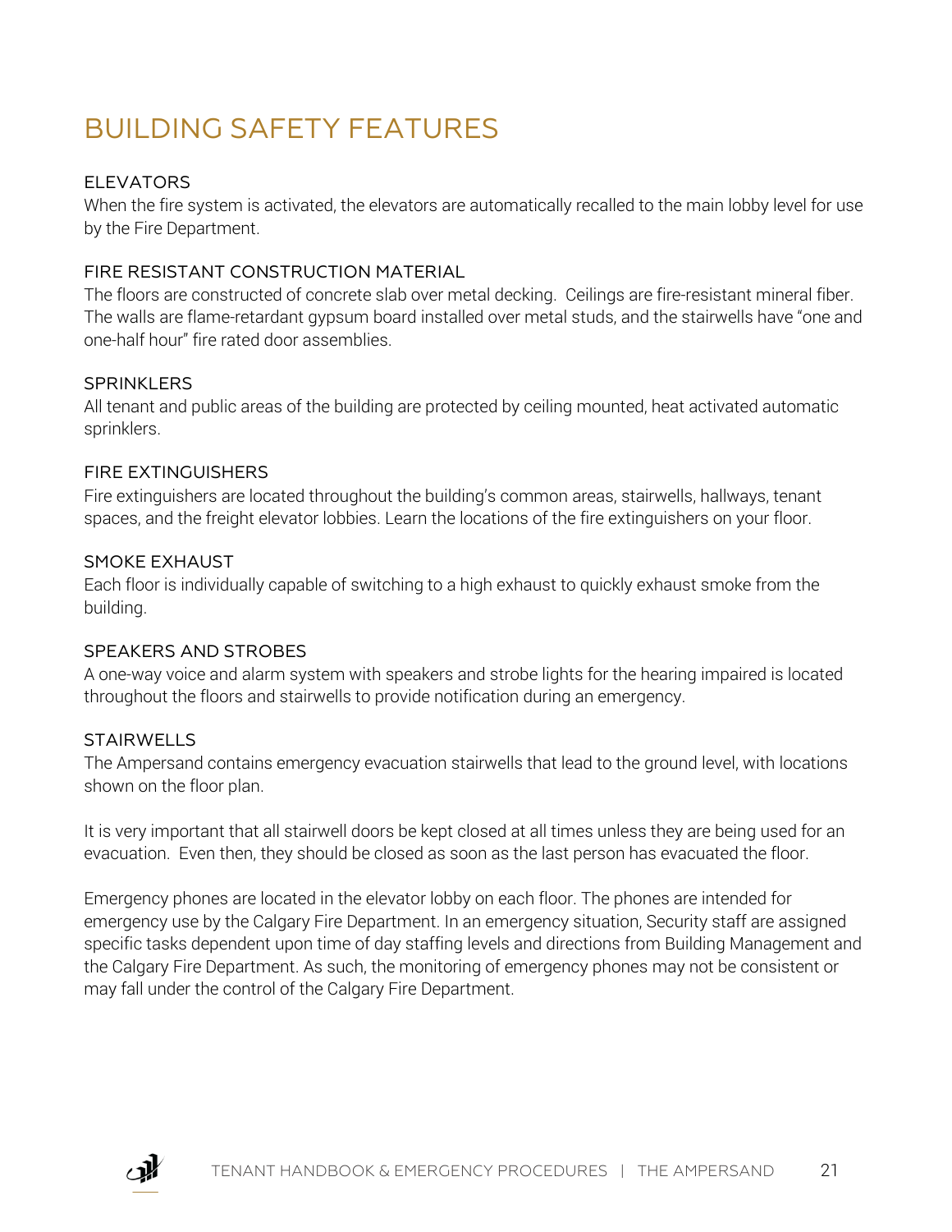# BUILDING SAFETY FEATURES

### ELEVATORS

When the fire system is activated, the elevators are automatically recalled to the main lobby level for use by the Fire Department.

### FIRE RESISTANT CONSTRUCTION MATERIAL

The floors are constructed of concrete slab over metal decking. Ceilings are fire-resistant mineral fiber. The walls are flame-retardant gypsum board installed over metal studs, and the stairwells have "one and one-half hour" fire rated door assemblies.

### SPRINKLERS

All tenant and public areas of the building are protected by ceiling mounted, heat activated automatic sprinklers.

### FIRE EXTINGUISHERS

Fire extinguishers are located throughout the building's common areas, stairwells, hallways, tenant spaces, and the freight elevator lobbies. Learn the locations of the fire extinguishers on your floor.

### SMOKE EXHAUST

Each floor is individually capable of switching to a high exhaust to quickly exhaust smoke from the building.

### SPEAKERS AND STROBES

A one-way voice and alarm system with speakers and strobe lights for the hearing impaired is located throughout the floors and stairwells to provide notification during an emergency.

### STAIRWELLS

The Ampersand contains emergency evacuation stairwells that lead to the ground level, with locations shown on the floor plan.

It is very important that all stairwell doors be kept closed at all times unless they are being used for an evacuation. Even then, they should be closed as soon as the last person has evacuated the floor.

Emergency phones are located in the elevator lobby on each floor. The phones are intended for emergency use by the Calgary Fire Department. In an emergency situation, Security staff are assigned specific tasks dependent upon time of day staffing levels and directions from Building Management and the Calgary Fire Department. As such, the monitoring of emergency phones may not be consistent or may fall under the control of the Calgary Fire Department.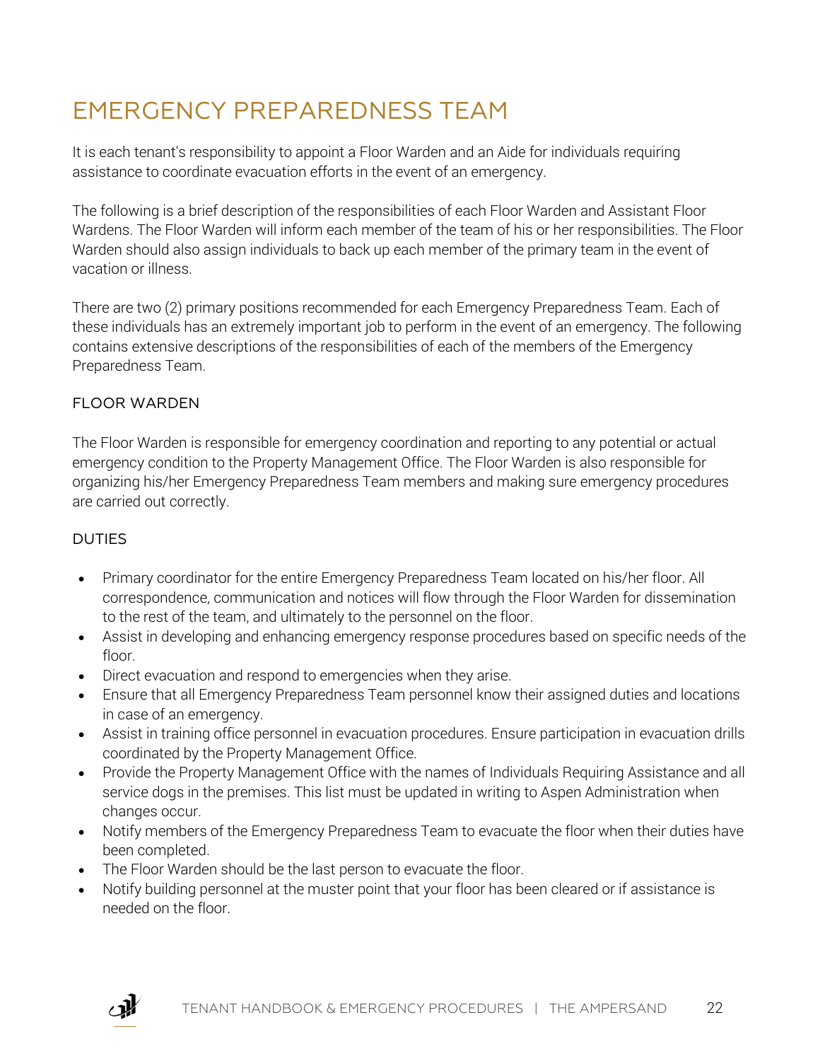# EMERGENCY PREPAREDNESS TEAM

It is each tenant's responsibility to appoint a Floor Warden and an Aide for individuals requiring assistance to coordinate evacuation efforts in the event of an emergency.

The following is a brief description of the responsibilities of each Floor Warden and Assistant Floor Wardens. The Floor Warden will inform each member of the team of his or her responsibilities. The Floor Warden should also assign individuals to back up each member of the primary team in the event of vacation or illness.

There are two (2) primary positions recommended for each Emergency Preparedness Team. Each of these individuals has an extremely important job to perform in the event of an emergency. The following contains extensive descriptions of the responsibilities of each of the members of the Emergency Preparedness Team.

## FLOOR WARDEN

The Floor Warden is responsible for emergency coordination and reporting to any potential or actual emergency condition to the Property Management Office. The Floor Warden is also responsible for organizing his/her Emergency Preparedness Team members and making sure emergency procedures are carried out correctly.

### DUTIES

- Primary coordinator for the entire Emergency Preparedness Team located on his/her floor. All correspondence, communication and notices will flow through the Floor Warden for dissemination to the rest of the team, and ultimately to the personnel on the floor.
- Assist in developing and enhancing emergency response procedures based on specific needs of the floor.
- Direct evacuation and respond to emergencies when they arise.
- Ensure that all Emergency Preparedness Team personnel know their assigned duties and locations in case of an emergency.
- Assist in training office personnel in evacuation procedures. Ensure participation in evacuation drills coordinated by the Property Management Office.
- Provide the Property Management Office with the names of Individuals Requiring Assistance and all service dogs in the premises. This list must be updated in writing to Aspen Administration when changes occur.
- Notify members of the Emergency Preparedness Team to evacuate the floor when their duties have been completed.
- The Floor Warden should be the last person to evacuate the floor.
- Notify building personnel at the muster point that your floor has been cleared or if assistance is needed on the floor.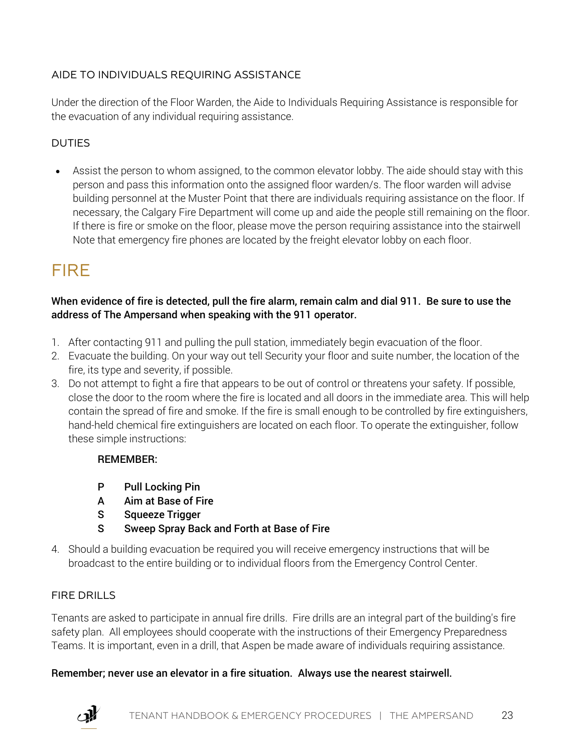### AIDE TO INDIVIDUALS REQUIRING ASSISTANCE

Under the direction of the Floor Warden, the Aide to Individuals Requiring Assistance is responsible for the evacuation of any individual requiring assistance.

### DUTIES

- Assist the person to whom assigned, to the common elevator lobby. The aide should stay with this person and pass this information onto the assigned floor warden/s. The floor warden will advise building personnel at the Muster Point that there are individuals requiring assistance on the floor. If necessary, the Calgary Fire Department will come up and aide the people still remaining on the floor. If there is fire or smoke on the floor, please move the person requiring assistance into the stairwell Note that emergency fire phones are located by the freight elevator lobby on each floor.

# FIRE

**When evidence of fire is detected, pull the fire alarm, remain calm and dial 911. Be sure to use the address of The Ampersand when speaking with the 911 operator.**

1. After contacting 911 and pulling the pull station, immediately begin evacuation of the floor.
2. Evacuate the building. On your way out tell Security your floor and suite number, the location of the fire, its type and severity, if possible.
3. Do not attempt to fight a fire that appears to be out of control or threatens your safety. If possible, close the door to the room where the fire is located and all doors in the immediate area. This will help contain the spread of fire and smoke. If the fire is small enough to be controlled by fire extinguishers, hand-held chemical fire extinguishers are located on each floor. To operate the extinguisher, follow these simple instructions:

   **REMEMBER:**

   **P Pull Locking Pin**
   **A Aim at Base of Fire**
   **S Squeeze Trigger**
   **S Sweep Spray Back and Forth at Base of Fire**

4. Should a building evacuation be required you will receive emergency instructions that will be broadcast to the entire building or to individual floors from the Emergency Control Center.

### FIRE DRILLS

Tenants are asked to participate in annual fire drills. Fire drills are an integral part of the building's fire safety plan. All employees should cooperate with the instructions of their Emergency Preparedness Teams. It is important, even in a drill, that Aspen be made aware of individuals requiring assistance.

**Remember; never use an elevator in a fire situation. Always use the nearest stairwell.**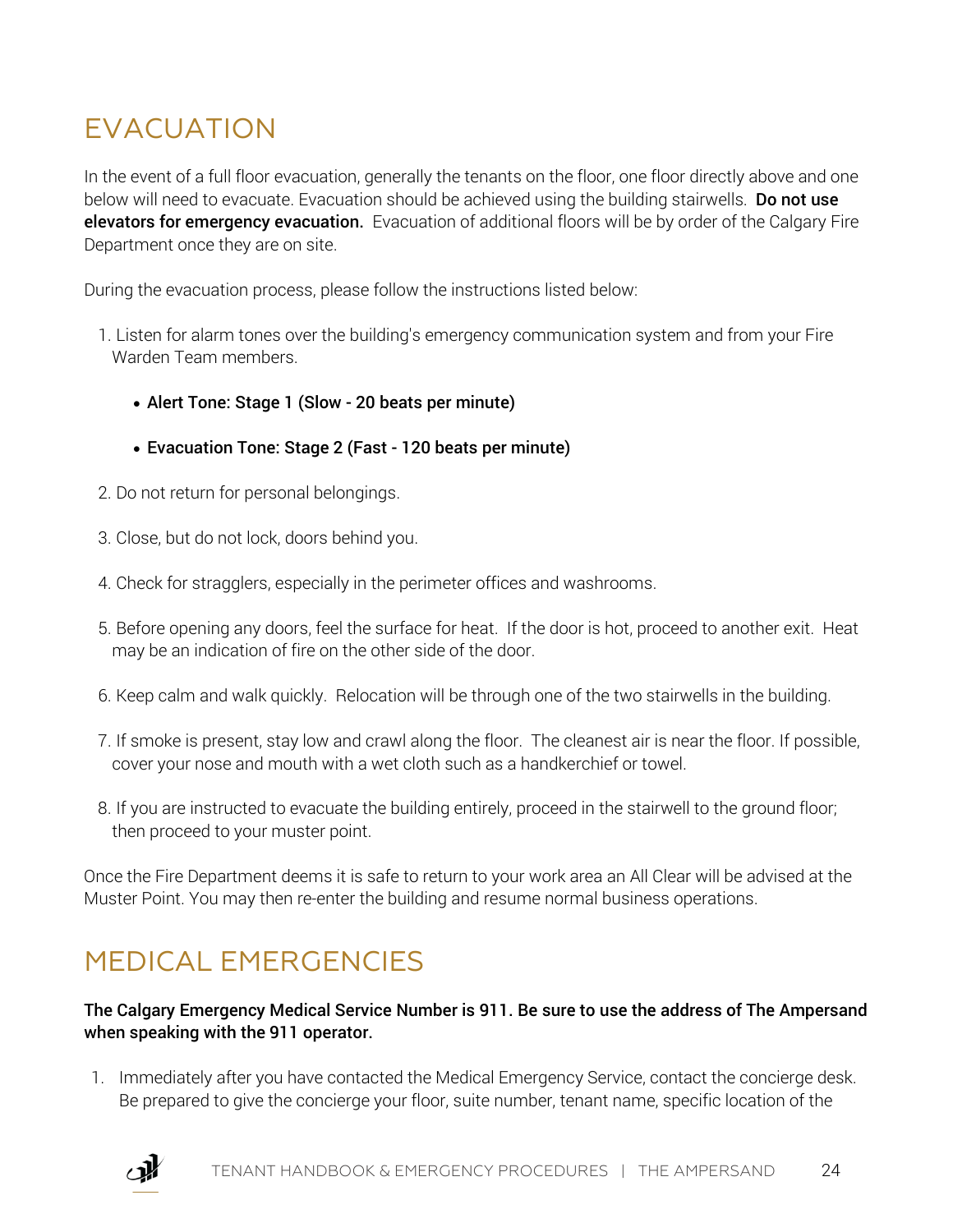# EVACUATION

In the event of a full floor evacuation, generally the tenants on the floor, one floor directly above and one below will need to evacuate. Evacuation should be achieved using the building stairwells. **Do not use elevators for emergency evacuation.** Evacuation of additional floors will be by order of the Calgary Fire Department once they are on site.

During the evacuation process, please follow the instructions listed below:

1. Listen for alarm tones over the building's emergency communication system and from your Fire Warden Team members.
   - **Alert Tone: Stage 1 (Slow - 20 beats per minute)**
   - **Evacuation Tone: Stage 2 (Fast - 120 beats per minute)**
2. Do not return for personal belongings.
3. Close, but do not lock, doors behind you.
4. Check for stragglers, especially in the perimeter offices and washrooms.
5. Before opening any doors, feel the surface for heat. If the door is hot, proceed to another exit. Heat may be an indication of fire on the other side of the door.
6. Keep calm and walk quickly. Relocation will be through one of the two stairwells in the building.
7. If smoke is present, stay low and crawl along the floor. The cleanest air is near the floor. If possible, cover your nose and mouth with a wet cloth such as a handkerchief or towel.
8. If you are instructed to evacuate the building entirely, proceed in the stairwell to the ground floor; then proceed to your muster point.

Once the Fire Department deems it is safe to return to your work area an All Clear will be advised at the Muster Point. You may then re-enter the building and resume normal business operations.

# MEDICAL EMERGENCIES

**The Calgary Emergency Medical Service Number is 911. Be sure to use the address of The Ampersand when speaking with the 911 operator.**

1. Immediately after you have contacted the Medical Emergency Service, contact the concierge desk. Be prepared to give the concierge your floor, suite number, tenant name, specific location of the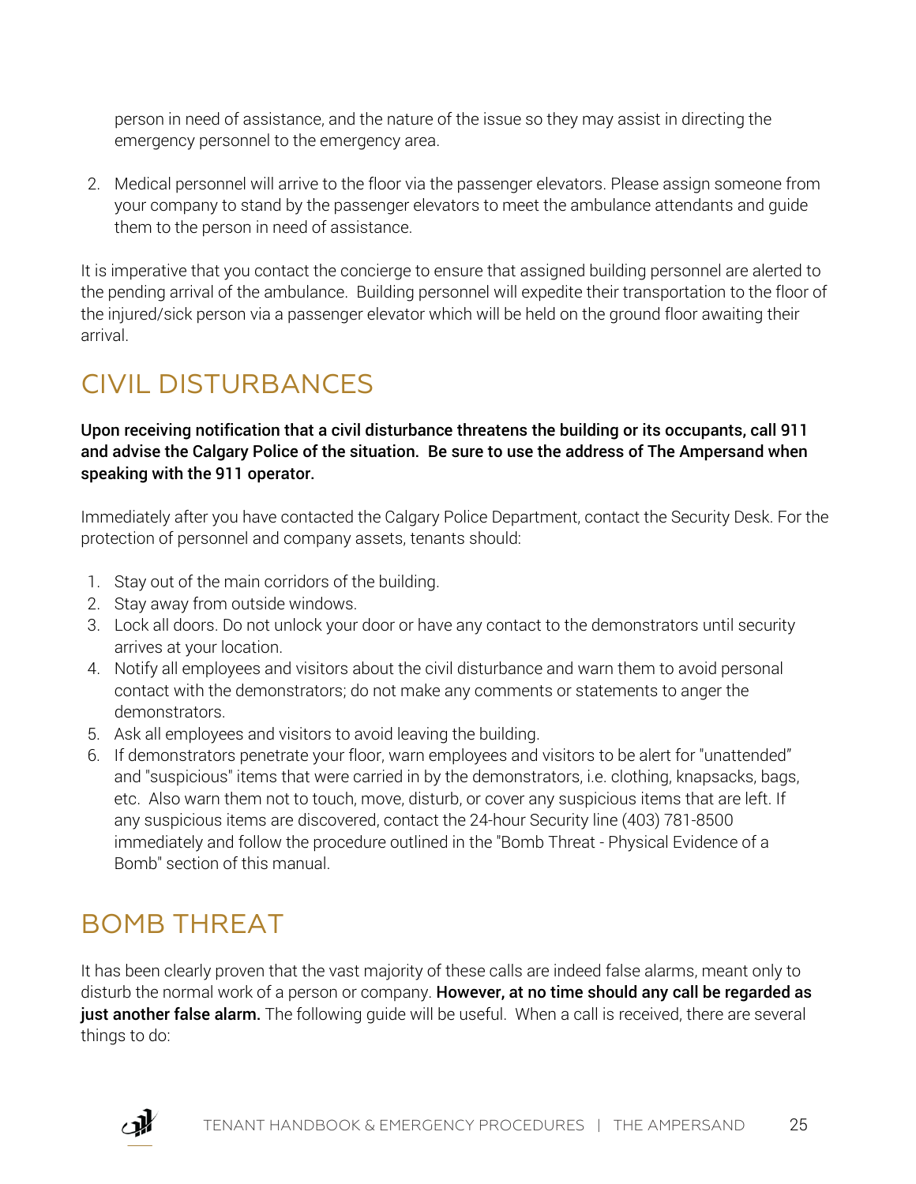person in need of assistance, and the nature of the issue so they may assist in directing the emergency personnel to the emergency area.

2. Medical personnel will arrive to the floor via the passenger elevators. Please assign someone from your company to stand by the passenger elevators to meet the ambulance attendants and guide them to the person in need of assistance.

It is imperative that you contact the concierge to ensure that assigned building personnel are alerted to the pending arrival of the ambulance. Building personnel will expedite their transportation to the floor of the injured/sick person via a passenger elevator which will be held on the ground floor awaiting their arrival.

## CIVIL DISTURBANCES

**Upon receiving notification that a civil disturbance threatens the building or its occupants, call 911 and advise the Calgary Police of the situation. Be sure to use the address of The Ampersand when speaking with the 911 operator.**

Immediately after you have contacted the Calgary Police Department, contact the Security Desk. For the protection of personnel and company assets, tenants should:

1. Stay out of the main corridors of the building.
2. Stay away from outside windows.
3. Lock all doors. Do not unlock your door or have any contact to the demonstrators until security arrives at your location.
4. Notify all employees and visitors about the civil disturbance and warn them to avoid personal contact with the demonstrators; do not make any comments or statements to anger the demonstrators.
5. Ask all employees and visitors to avoid leaving the building.
6. If demonstrators penetrate your floor, warn employees and visitors to be alert for "unattended" and "suspicious" items that were carried in by the demonstrators, i.e. clothing, knapsacks, bags, etc. Also warn them not to touch, move, disturb, or cover any suspicious items that are left. If any suspicious items are discovered, contact the 24-hour Security line (403) 781-8500 immediately and follow the procedure outlined in the "Bomb Threat - Physical Evidence of a Bomb" section of this manual.

## BOMB THREAT

It has been clearly proven that the vast majority of these calls are indeed false alarms, meant only to disturb the normal work of a person or company. **However, at no time should any call be regarded as just another false alarm.** The following guide will be useful. When a call is received, there are several things to do: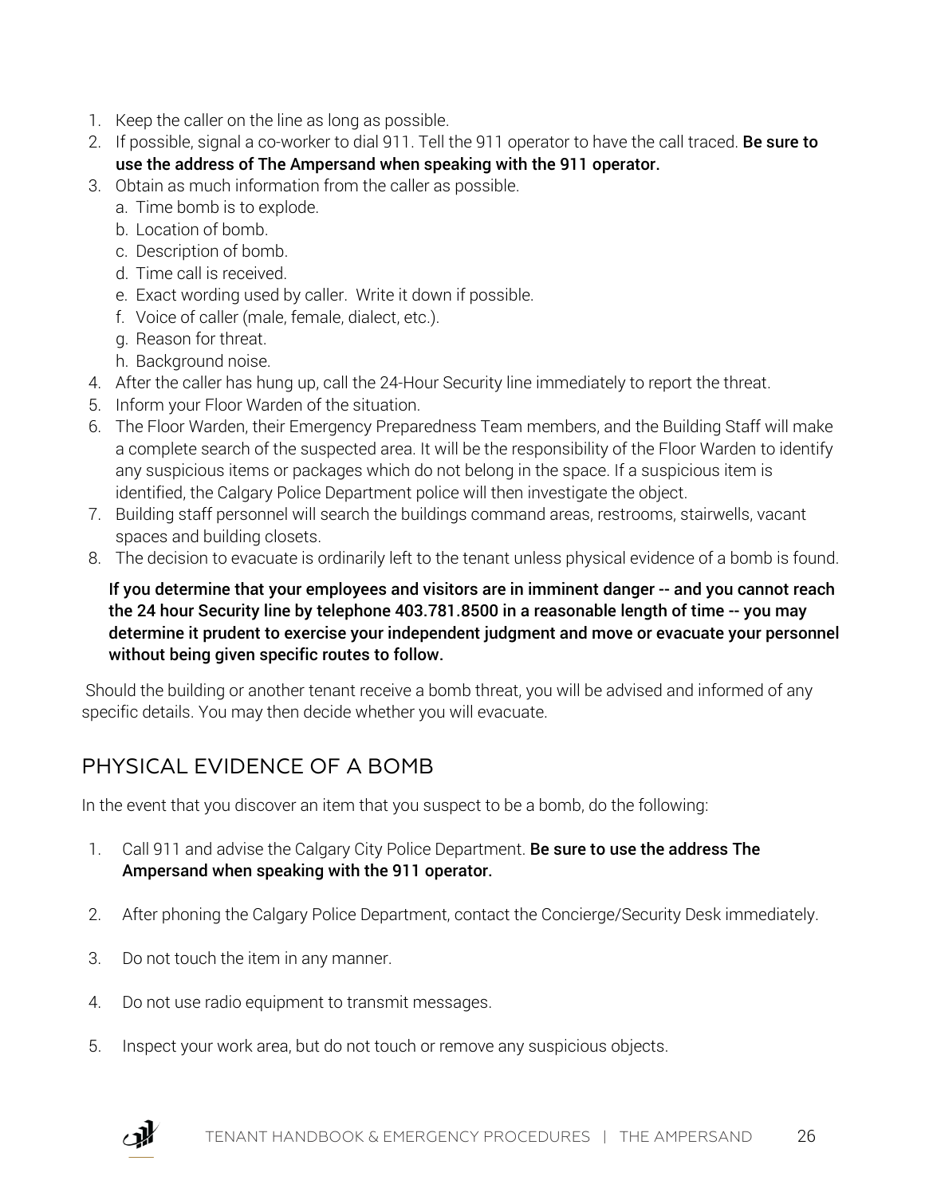1. Keep the caller on the line as long as possible.
2. If possible, signal a co-worker to dial 911. Tell the 911 operator to have the call traced. **Be sure to use the address of The Ampersand when speaking with the 911 operator.**
3. Obtain as much information from the caller as possible.
   a. Time bomb is to explode.
   b. Location of bomb.
   c. Description of bomb.
   d. Time call is received.
   e. Exact wording used by caller. Write it down if possible.
   f. Voice of caller (male, female, dialect, etc.).
   g. Reason for threat.
   h. Background noise.
4. After the caller has hung up, call the 24-Hour Security line immediately to report the threat.
5. Inform your Floor Warden of the situation.
6. The Floor Warden, their Emergency Preparedness Team members, and the Building Staff will make a complete search of the suspected area. It will be the responsibility of the Floor Warden to identify any suspicious items or packages which do not belong in the space. If a suspicious item is identified, the Calgary Police Department police will then investigate the object.
7. Building staff personnel will search the buildings command areas, restrooms, stairwells, vacant spaces and building closets.
8. The decision to evacuate is ordinarily left to the tenant unless physical evidence of a bomb is found.

**If you determine that your employees and visitors are in imminent danger -- and you cannot reach the 24 hour Security line by telephone 403.781.8500 in a reasonable length of time -- you may determine it prudent to exercise your independent judgment and move or evacuate your personnel without being given specific routes to follow.**

Should the building or another tenant receive a bomb threat, you will be advised and informed of any specific details. You may then decide whether you will evacuate.

## PHYSICAL EVIDENCE OF A BOMB

In the event that you discover an item that you suspect to be a bomb, do the following:

1. Call 911 and advise the Calgary City Police Department. **Be sure to use the address The Ampersand when speaking with the 911 operator.**
2. After phoning the Calgary Police Department, contact the Concierge/Security Desk immediately.
3. Do not touch the item in any manner.
4. Do not use radio equipment to transmit messages.
5. Inspect your work area, but do not touch or remove any suspicious objects.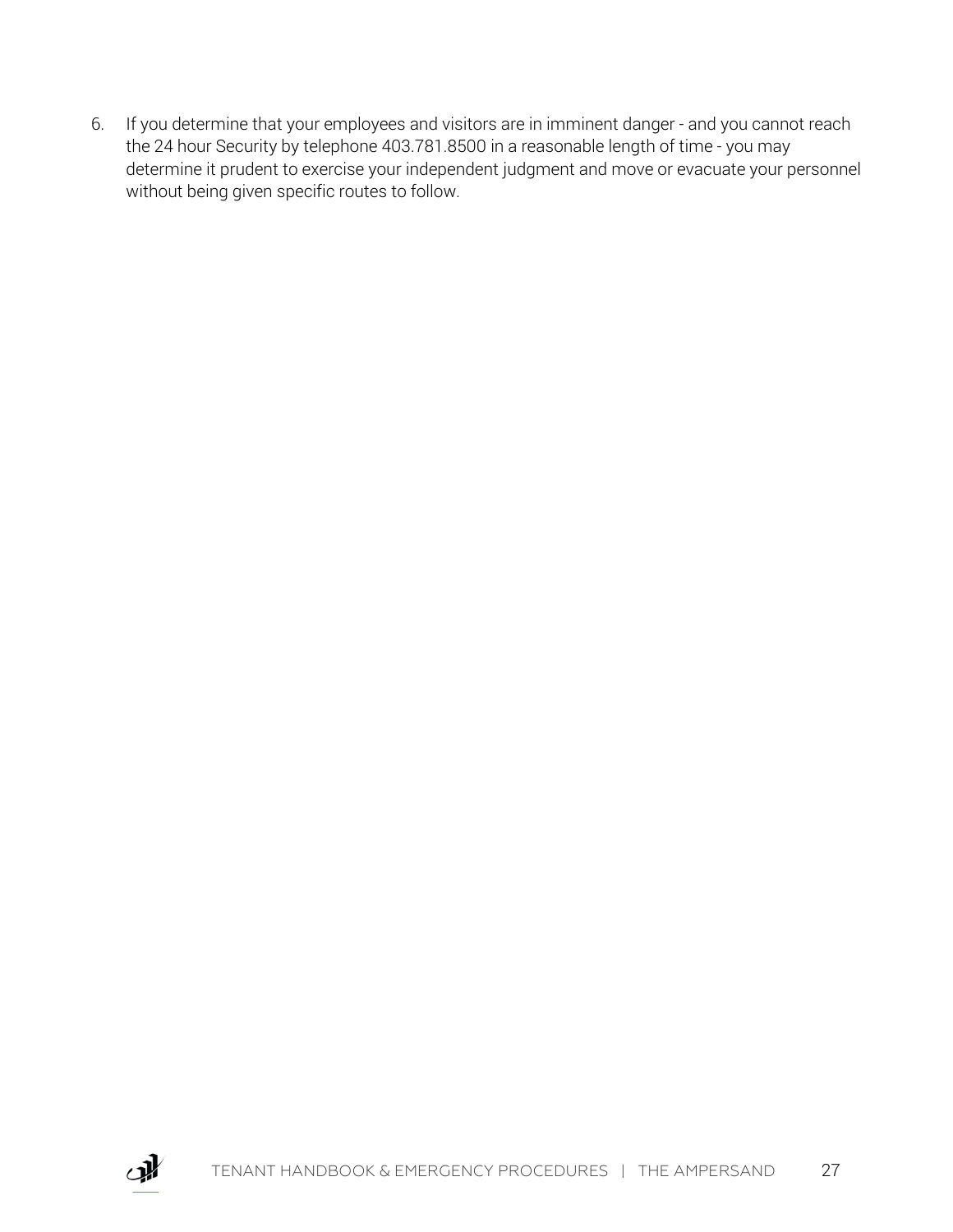6. If you determine that your employees and visitors are in imminent danger - and you cannot reach the 24 hour Security by telephone 403.781.8500 in a reasonable length of time - you may determine it prudent to exercise your independent judgment and move or evacuate your personnel without being given specific routes to follow.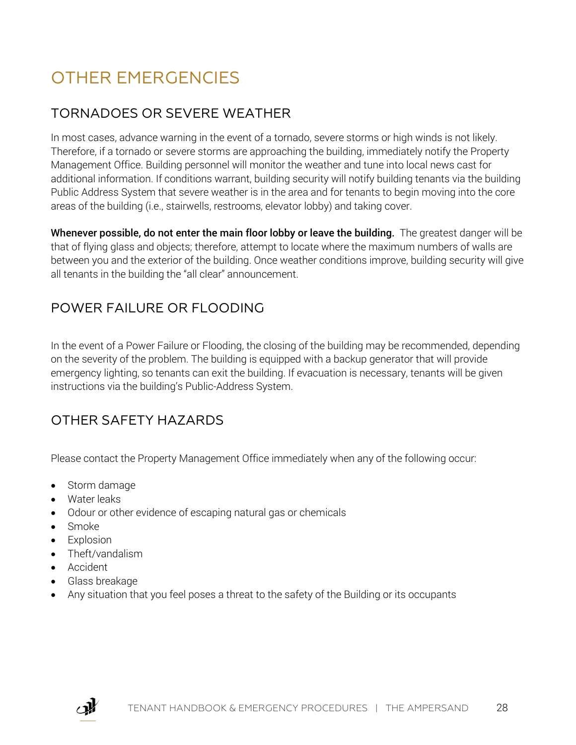# OTHER EMERGENCIES

## TORNADOES OR SEVERE WEATHER

In most cases, advance warning in the event of a tornado, severe storms or high winds is not likely. Therefore, if a tornado or severe storms are approaching the building, immediately notify the Property Management Office. Building personnel will monitor the weather and tune into local news cast for additional information. If conditions warrant, building security will notify building tenants via the building Public Address System that severe weather is in the area and for tenants to begin moving into the core areas of the building (i.e., stairwells, restrooms, elevator lobby) and taking cover.

**Whenever possible, do not enter the main floor lobby or leave the building.** The greatest danger will be that of flying glass and objects; therefore, attempt to locate where the maximum numbers of walls are between you and the exterior of the building. Once weather conditions improve, building security will give all tenants in the building the "all clear" announcement.

## POWER FAILURE OR FLOODING

In the event of a Power Failure or Flooding, the closing of the building may be recommended, depending on the severity of the problem. The building is equipped with a backup generator that will provide emergency lighting, so tenants can exit the building. If evacuation is necessary, tenants will be given instructions via the building's Public-Address System.

## OTHER SAFETY HAZARDS

Please contact the Property Management Office immediately when any of the following occur:

- Storm damage
- Water leaks
- Odour or other evidence of escaping natural gas or chemicals
- Smoke
- Explosion
- Theft/vandalism
- Accident
- Glass breakage
- Any situation that you feel poses a threat to the safety of the Building or its occupants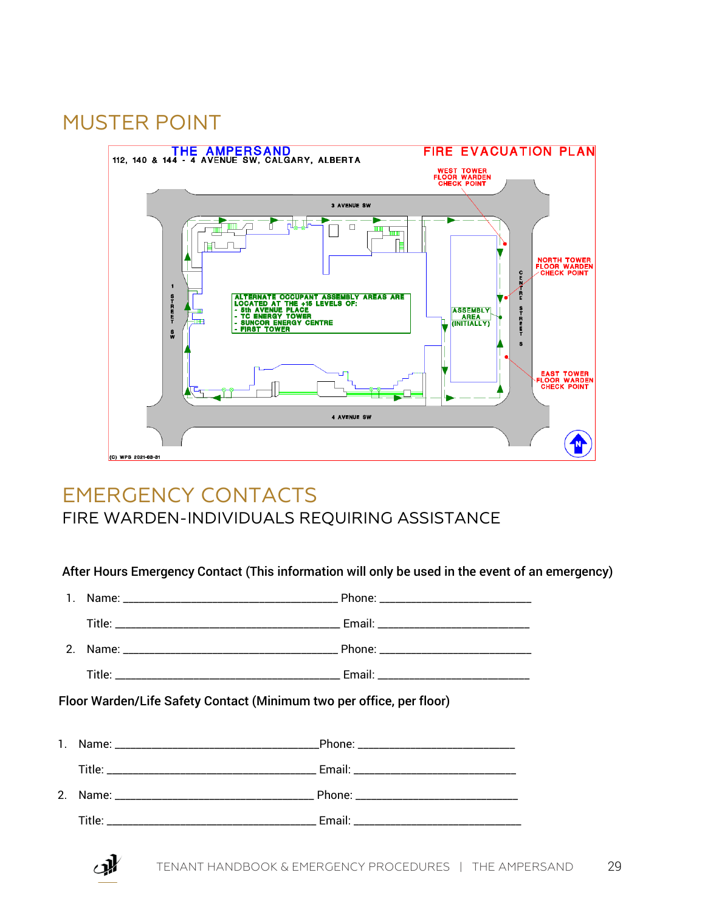# MUSTER POINT

THE AMPERSAND
112, 140 & 144 - 4 AVENUE SW, CALGARY, ALBERTA

FIRE EVACUATION PLAN

WEST TOWER FLOOR WARDEN CHECK POINT

3 AVENUE SW

NORTH TOWER FLOOR WARDEN CHECK POINT

1 STREET SW

CENTRE STREET S

ALTERNATE OCCUPANT ASSEMBLY AREAS ARE LOCATED AT THE +15 LEVELS OF:
- 5th AVENUE PLACE
- TC ENERGY TOWER
- SUNCOR ENERGY CENTRE
- FIRST TOWER

ASSEMBLY AREA (INITIALLY)

EAST TOWER FLOOR WARDEN CHECK POINT

4 AVENUE SW

(C) WPS 2021-03-31

# EMERGENCY CONTACTS

## FIRE WARDEN-INDIVIDUALS REQUIRING ASSISTANCE

**After Hours Emergency Contact (This information will only be used in the event of an emergency)**

1. Name: ____________________________________ Phone: __________________________

   Title: ______________________________________ Email: __________________________

2. Name: ____________________________________ Phone: __________________________

   Title: ______________________________________ Email: __________________________

**Floor Warden/Life Safety Contact (Minimum two per office, per floor)**

1. Name: __________________________________ Phone: ___________________________

   Title: ___________________________________ Email: ____________________________

2. Name: __________________________________ Phone: ___________________________

   Title: ___________________________________ Email: ____________________________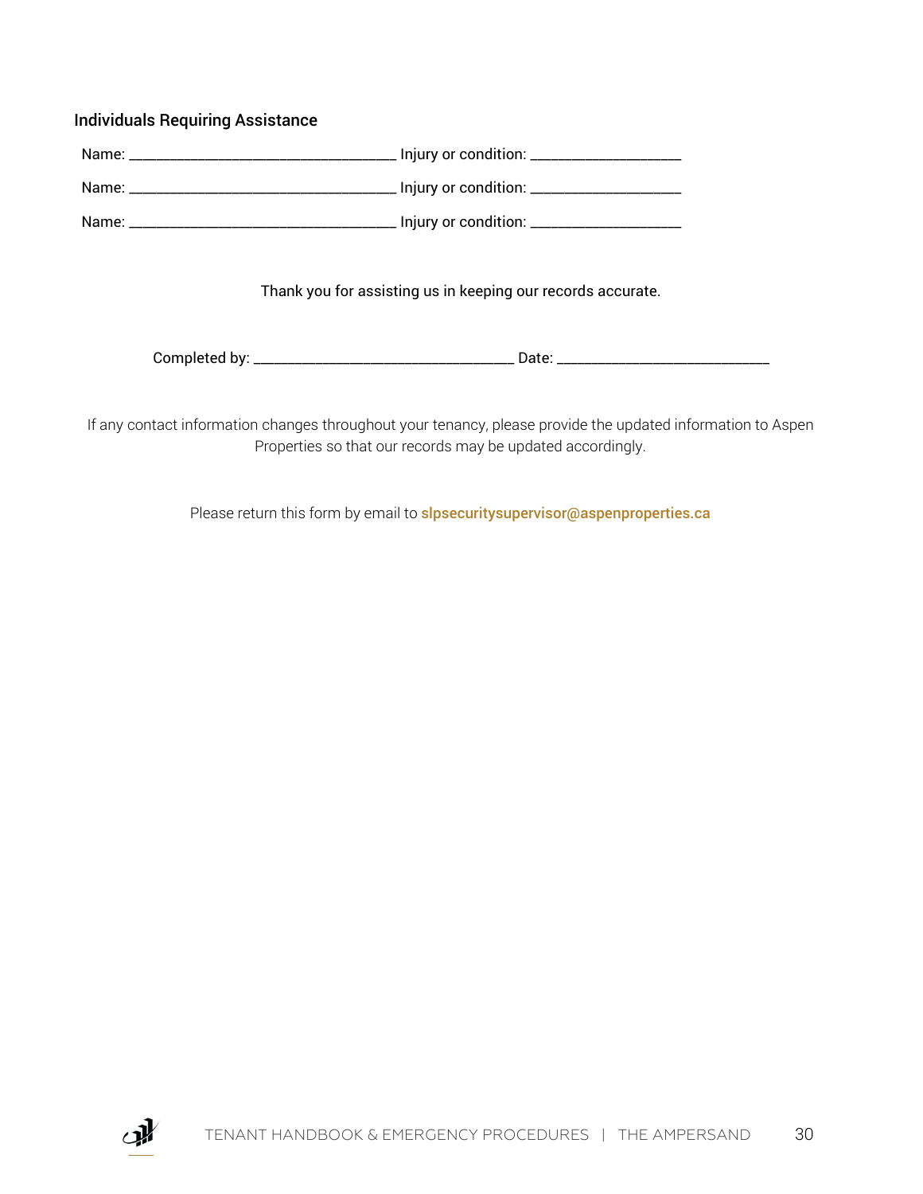### Individuals Requiring Assistance

Name: ____________________________________ Injury or condition: ____________________

Name: ____________________________________ Injury or condition: ____________________

Name: ____________________________________ Injury or condition: ____________________

Thank you for assisting us in keeping our records accurate.

Completed by: ___________________________________ Date: ____________________________

If any contact information changes throughout your tenancy, please provide the updated information to Aspen Properties so that our records may be updated accordingly.

Please return this form by email to **slpsecuritysupervisor@aspenproperties.ca**